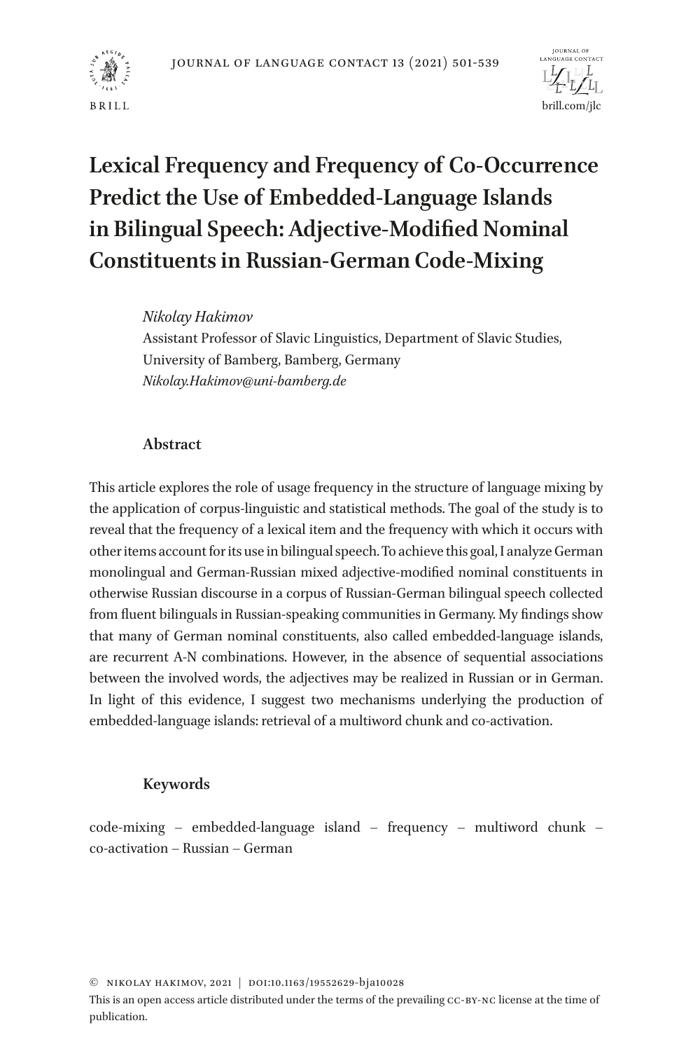# Lexical Frequency and Frequency of Co-Occurrence Predict the Use of Embedded-Language Islands in Bilingual Speech: Adjective-Modified Nominal Constituents in Russian-German Code-Mixing

*Nikolay Hakimov*
Assistant Professor of Slavic Linguistics, Department of Slavic Studies, University of Bamberg, Bamberg, Germany
*Nikolay.Hakimov@uni-bamberg.de*

## Abstract

This article explores the role of usage frequency in the structure of language mixing by the application of corpus-linguistic and statistical methods. The goal of the study is to reveal that the frequency of a lexical item and the frequency with which it occurs with other items account for its use in bilingual speech. To achieve this goal, I analyze German monolingual and German-Russian mixed adjective-modified nominal constituents in otherwise Russian discourse in a corpus of Russian-German bilingual speech collected from fluent bilinguals in Russian-speaking communities in Germany. My findings show that many of German nominal constituents, also called embedded-language islands, are recurrent A-N combinations. However, in the absence of sequential associations between the involved words, the adjectives may be realized in Russian or in German. In light of this evidence, I suggest two mechanisms underlying the production of embedded-language islands: retrieval of a multiword chunk and co-activation.

## Keywords

code-mixing – embedded-language island – frequency – multiword chunk – co-activation – Russian – German

© Nikolay Hakimov, 2021 | doi:10.1163/19552629-bja10028
This is an open access article distributed under the terms of the prevailing cc-by-nc license at the time of publication.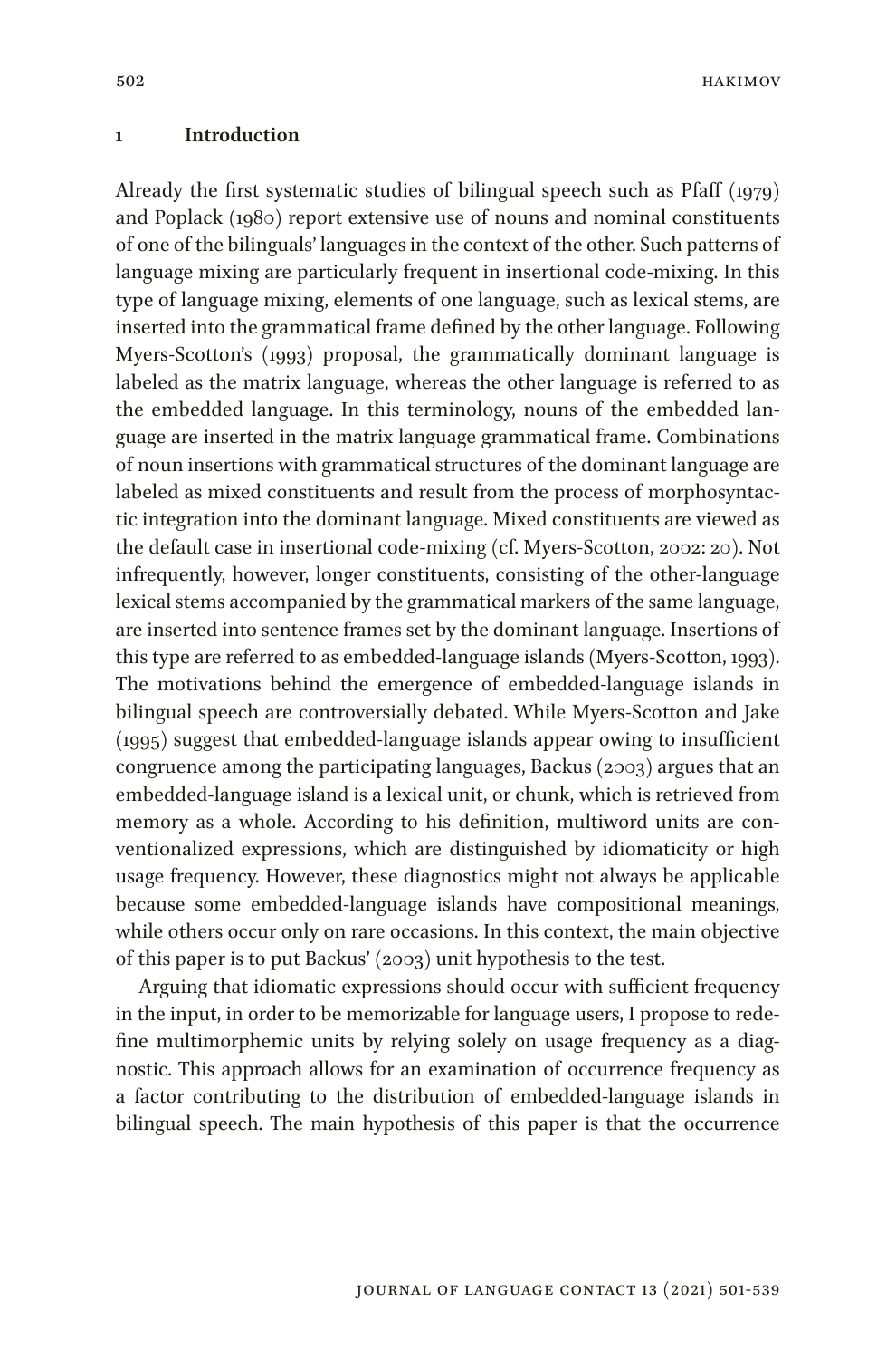## 1 Introduction

Already the first systematic studies of bilingual speech such as Pfaff (1979) and Poplack (1980) report extensive use of nouns and nominal constituents of one of the bilinguals' languages in the context of the other. Such patterns of language mixing are particularly frequent in insertional code-mixing. In this type of language mixing, elements of one language, such as lexical stems, are inserted into the grammatical frame defined by the other language. Following Myers-Scotton's (1993) proposal, the grammatically dominant language is labeled as the matrix language, whereas the other language is referred to as the embedded language. In this terminology, nouns of the embedded language are inserted in the matrix language grammatical frame. Combinations of noun insertions with grammatical structures of the dominant language are labeled as mixed constituents and result from the process of morphosyntactic integration into the dominant language. Mixed constituents are viewed as the default case in insertional code-mixing (cf. Myers-Scotton, 2002: 20). Not infrequently, however, longer constituents, consisting of the other-language lexical stems accompanied by the grammatical markers of the same language, are inserted into sentence frames set by the dominant language. Insertions of this type are referred to as embedded-language islands (Myers-Scotton, 1993). The motivations behind the emergence of embedded-language islands in bilingual speech are controversially debated. While Myers-Scotton and Jake (1995) suggest that embedded-language islands appear owing to insufficient congruence among the participating languages, Backus (2003) argues that an embedded-language island is a lexical unit, or chunk, which is retrieved from memory as a whole. According to his definition, multiword units are conventionalized expressions, which are distinguished by idiomaticity or high usage frequency. However, these diagnostics might not always be applicable because some embedded-language islands have compositional meanings, while others occur only on rare occasions. In this context, the main objective of this paper is to put Backus' (2003) unit hypothesis to the test.

Arguing that idiomatic expressions should occur with sufficient frequency in the input, in order to be memorizable for language users, I propose to redefine multimorphemic units by relying solely on usage frequency as a diagnostic. This approach allows for an examination of occurrence frequency as a factor contributing to the distribution of embedded-language islands in bilingual speech. The main hypothesis of this paper is that the occurrence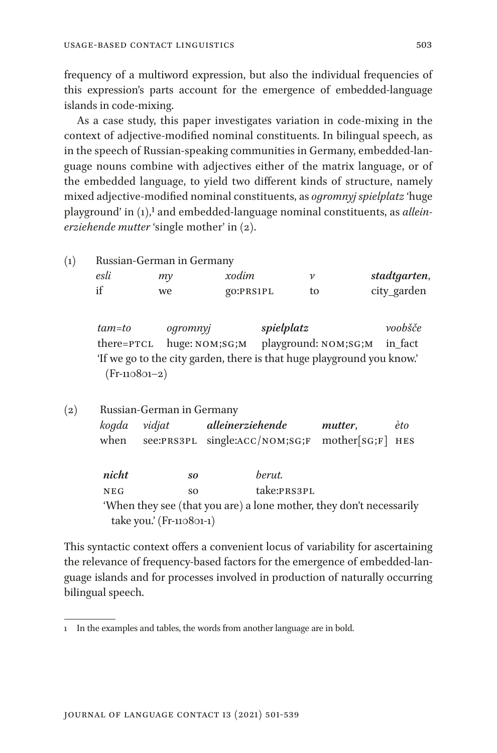frequency of a multiword expression, but also the individual frequencies of this expression's parts account for the emergence of embedded-language islands in code-mixing.

As a case study, this paper investigates variation in code-mixing in the context of adjective-modified nominal constituents. In bilingual speech, as in the speech of Russian-speaking communities in Germany, embedded-language nouns combine with adjectives either of the matrix language, or of the embedded language, to yield two different kinds of structure, namely mixed adjective-modified nominal constituents, as *ogromnyj spielplatz* 'huge playground' in (1),[1] and embedded-language nominal constituents, as *alleinerziehende mutter* 'single mother' in (2).

(1) Russian-German in Germany

| *esli* | *my* | *xodim* | *v* | ***stadtgarten***, |
|---|---|---|---|---|
| if | we | go:PRS1PL | to | city_garden |

| *tam=to* | *ogromnyj* | ***spielplatz*** | *voobšče* |
|---|---|---|---|
| there=PTCL | huge: NOM;SG;M | playground: NOM;SG;M | in_fact |

'If we go to the city garden, there is that huge playground you know.' (Fr-110801–2)

(2) Russian-German in Germany

| *kogda* | *vidjat* | ***alleinerziehende*** | ***mutter***, | *èto* |
|---|---|---|---|---|
| when | see:PRS3PL | single:ACC/NOM;SG;F | mother[SG;F] | HES |

| ***nicht*** | ***so*** | *berut.* |
|---|---|---|
| NEG | so | take:PRS3PL |

'When they see (that you are) a lone mother, they don't necessarily take you.' (Fr-110801-1)

This syntactic context offers a convenient locus of variability for ascertaining the relevance of frequency-based factors for the emergence of embedded-language islands and for processes involved in production of naturally occurring bilingual speech.

---

1 In the examples and tables, the words from another language are in bold.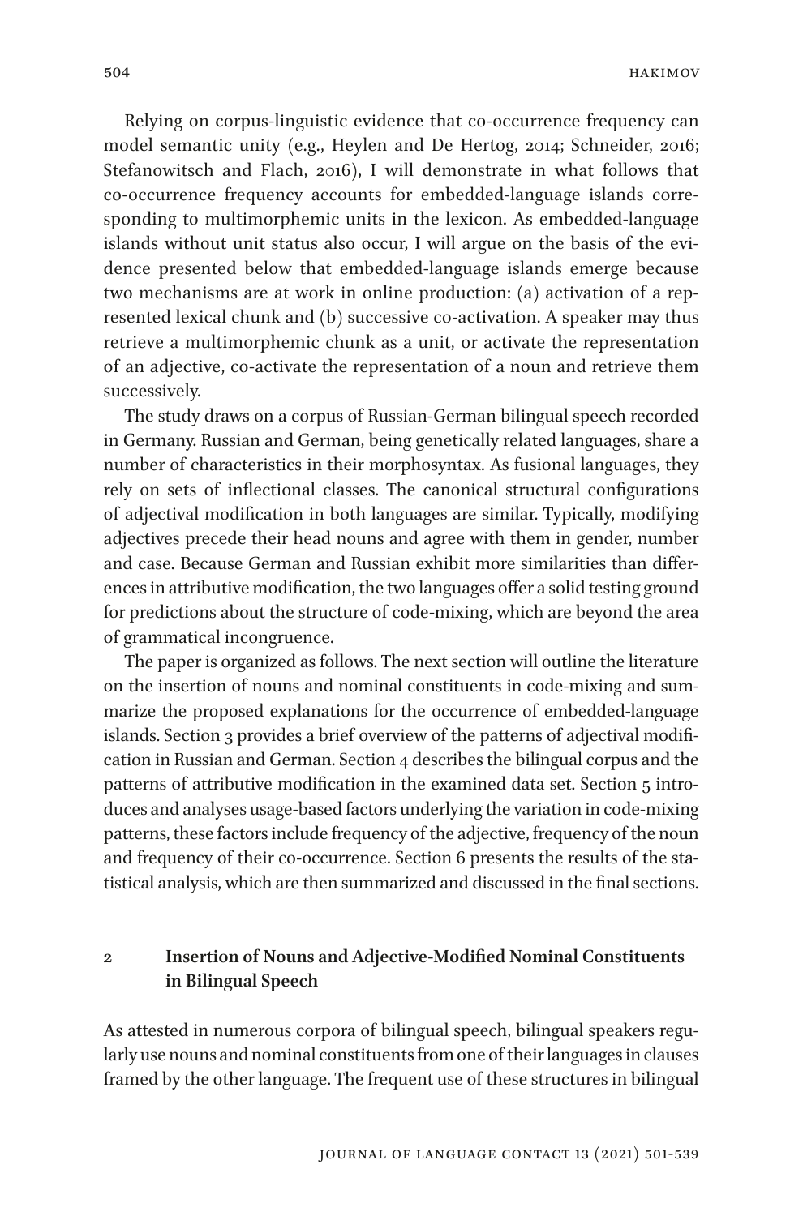Relying on corpus-linguistic evidence that co-occurrence frequency can model semantic unity (e.g., Heylen and De Hertog, 2014; Schneider, 2016; Stefanowitsch and Flach, 2016), I will demonstrate in what follows that co-occurrence frequency accounts for embedded-language islands corresponding to multimorphemic units in the lexicon. As embedded-language islands without unit status also occur, I will argue on the basis of the evidence presented below that embedded-language islands emerge because two mechanisms are at work in online production: (a) activation of a represented lexical chunk and (b) successive co-activation. A speaker may thus retrieve a multimorphemic chunk as a unit, or activate the representation of an adjective, co-activate the representation of a noun and retrieve them successively.

The study draws on a corpus of Russian-German bilingual speech recorded in Germany. Russian and German, being genetically related languages, share a number of characteristics in their morphosyntax. As fusional languages, they rely on sets of inflectional classes. The canonical structural configurations of adjectival modification in both languages are similar. Typically, modifying adjectives precede their head nouns and agree with them in gender, number and case. Because German and Russian exhibit more similarities than differences in attributive modification, the two languages offer a solid testing ground for predictions about the structure of code-mixing, which are beyond the area of grammatical incongruence.

The paper is organized as follows. The next section will outline the literature on the insertion of nouns and nominal constituents in code-mixing and summarize the proposed explanations for the occurrence of embedded-language islands. Section 3 provides a brief overview of the patterns of adjectival modification in Russian and German. Section 4 describes the bilingual corpus and the patterns of attributive modification in the examined data set. Section 5 introduces and analyses usage-based factors underlying the variation in code-mixing patterns, these factors include frequency of the adjective, frequency of the noun and frequency of their co-occurrence. Section 6 presents the results of the statistical analysis, which are then summarized and discussed in the final sections.

## 2 Insertion of Nouns and Adjective-Modified Nominal Constituents in Bilingual Speech

As attested in numerous corpora of bilingual speech, bilingual speakers regularly use nouns and nominal constituents from one of their languages in clauses framed by the other language. The frequent use of these structures in bilingual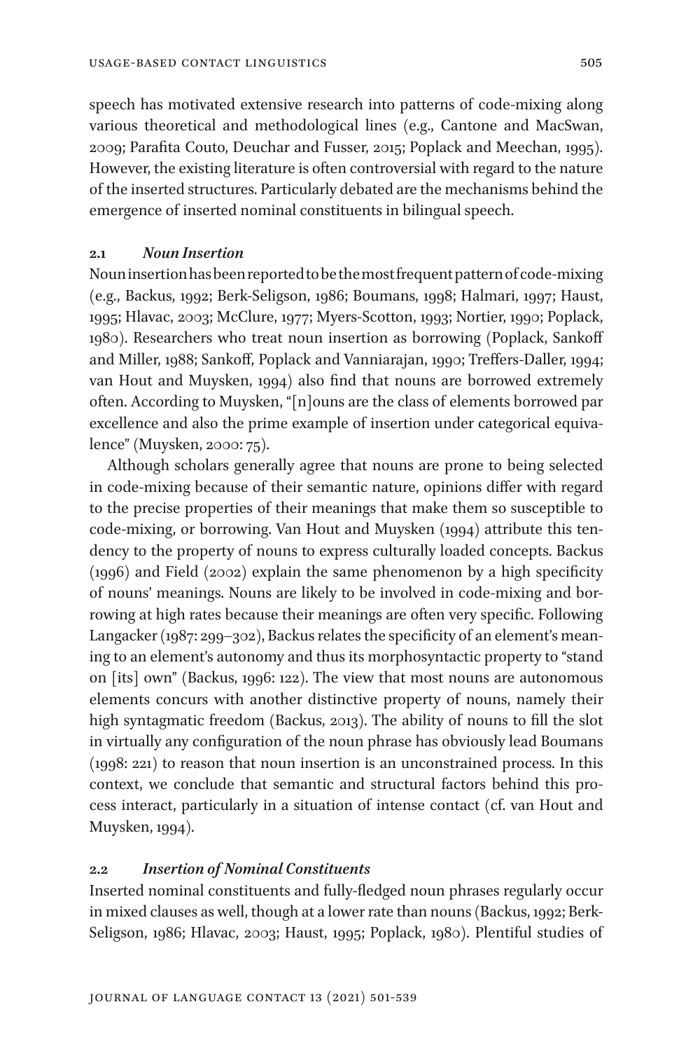speech has motivated extensive research into patterns of code-mixing along various theoretical and methodological lines (e.g., Cantone and MacSwan, 2009; Parafita Couto, Deuchar and Fusser, 2015; Poplack and Meechan, 1995). However, the existing literature is often controversial with regard to the nature of the inserted structures. Particularly debated are the mechanisms behind the emergence of inserted nominal constituents in bilingual speech.

### 2.1 *Noun Insertion*

Noun insertion has been reported to be the most frequent pattern of code-mixing (e.g., Backus, 1992; Berk-Seligson, 1986; Boumans, 1998; Halmari, 1997; Haust, 1995; Hlavac, 2003; McClure, 1977; Myers-Scotton, 1993; Nortier, 1990; Poplack, 1980). Researchers who treat noun insertion as borrowing (Poplack, Sankoff and Miller, 1988; Sankoff, Poplack and Vanniarajan, 1990; Treffers-Daller, 1994; van Hout and Muysken, 1994) also find that nouns are borrowed extremely often. According to Muysken, "[n]ouns are the class of elements borrowed par excellence and also the prime example of insertion under categorical equivalence" (Muysken, 2000: 75).

Although scholars generally agree that nouns are prone to being selected in code-mixing because of their semantic nature, opinions differ with regard to the precise properties of their meanings that make them so susceptible to code-mixing, or borrowing. Van Hout and Muysken (1994) attribute this tendency to the property of nouns to express culturally loaded concepts. Backus (1996) and Field (2002) explain the same phenomenon by a high specificity of nouns' meanings. Nouns are likely to be involved in code-mixing and borrowing at high rates because their meanings are often very specific. Following Langacker (1987: 299–302), Backus relates the specificity of an element's meaning to an element's autonomy and thus its morphosyntactic property to "stand on [its] own" (Backus, 1996: 122). The view that most nouns are autonomous elements concurs with another distinctive property of nouns, namely their high syntagmatic freedom (Backus, 2013). The ability of nouns to fill the slot in virtually any configuration of the noun phrase has obviously lead Boumans (1998: 221) to reason that noun insertion is an unconstrained process. In this context, we conclude that semantic and structural factors behind this process interact, particularly in a situation of intense contact (cf. van Hout and Muysken, 1994).

### 2.2 *Insertion of Nominal Constituents*

Inserted nominal constituents and fully-fledged noun phrases regularly occur in mixed clauses as well, though at a lower rate than nouns (Backus, 1992; Berk-Seligson, 1986; Hlavac, 2003; Haust, 1995; Poplack, 1980). Plentiful studies of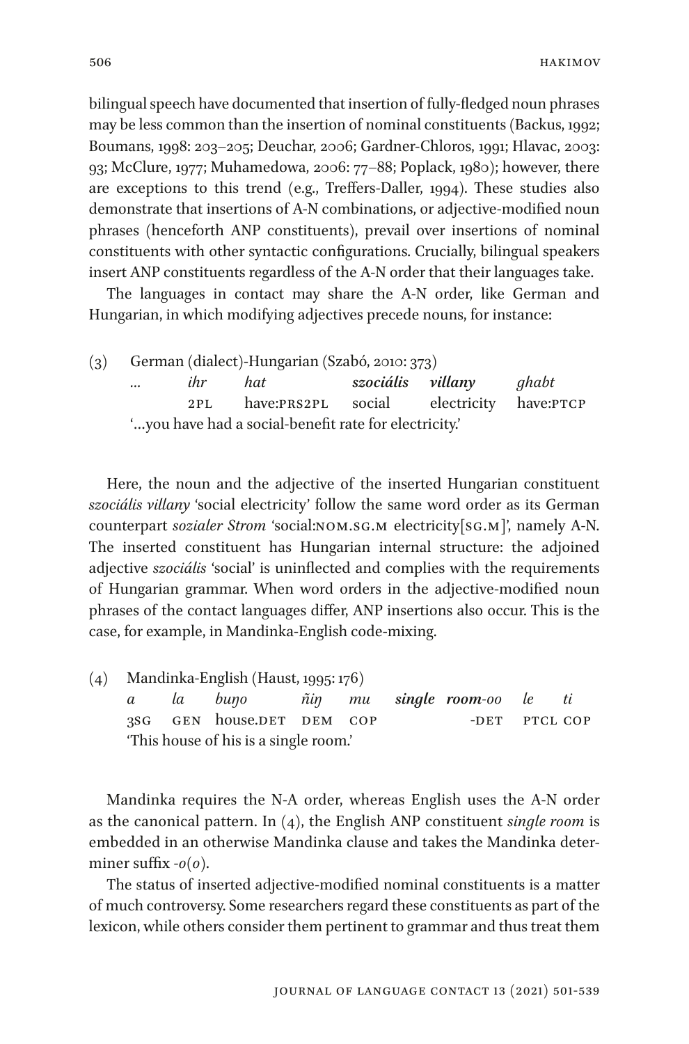bilingual speech have documented that insertion of fully-fledged noun phrases may be less common than the insertion of nominal constituents (Backus, 1992; Boumans, 1998: 203–205; Deuchar, 2006; Gardner-Chloros, 1991; Hlavac, 2003: 93; McClure, 1977; Muhamedowa, 2006: 77–88; Poplack, 1980); however, there are exceptions to this trend (e.g., Treffers-Daller, 1994). These studies also demonstrate that insertions of A-N combinations, or adjective-modified noun phrases (henceforth ANP constituents), prevail over insertions of nominal constituents with other syntactic configurations. Crucially, bilingual speakers insert ANP constituents regardless of the A-N order that their languages take.

The languages in contact may share the A-N order, like German and Hungarian, in which modifying adjectives precede nouns, for instance:

(3) German (dialect)-Hungarian (Szabó, 2010: 373)

| ... | *ihr* | *hat* | ***szociális*** | ***villany*** | *ghabt* |
|---|---|---|---|---|---|
| | 2PL | have:PRS2PL | social | electricity | have:PTCP |

'...you have had a social-benefit rate for electricity.'

Here, the noun and the adjective of the inserted Hungarian constituent *szociális villany* 'social electricity' follow the same word order as its German counterpart *sozialer Strom* 'social:NOM.SG.M electricity[SG.M]', namely A-N. The inserted constituent has Hungarian internal structure: the adjoined adjective *szociális* 'social' is uninflected and complies with the requirements of Hungarian grammar. When word orders in the adjective-modified noun phrases of the contact languages differ, ANP insertions also occur. This is the case, for example, in Mandinka-English code-mixing.

(4) Mandinka-English (Haust, 1995: 176)

| *a* | *la* | *buŋo* | *ñiŋ* | *mu* | ***single*** | ***room****-oo* | *le* | *ti* |
|---|---|---|---|---|---|---|---|---|
| 3SG | GEN | house.DET | DEM | COP | | -DET | PTCL | COP |

'This house of his is a single room.'

Mandinka requires the N-A order, whereas English uses the A-N order as the canonical pattern. In (4), the English ANP constituent *single room* is embedded in an otherwise Mandinka clause and takes the Mandinka determiner suffix *-o(o)*.

The status of inserted adjective-modified nominal constituents is a matter of much controversy. Some researchers regard these constituents as part of the lexicon, while others consider them pertinent to grammar and thus treat them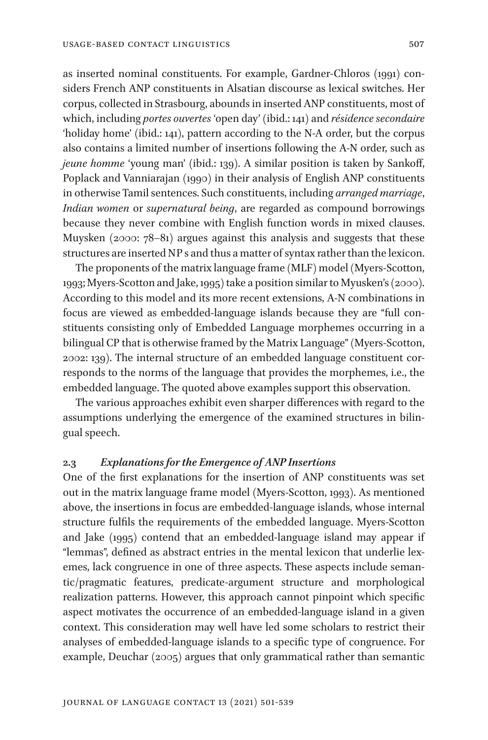as inserted nominal constituents. For example, Gardner-Chloros (1991) considers French ANP constituents in Alsatian discourse as lexical switches. Her corpus, collected in Strasbourg, abounds in inserted ANP constituents, most of which, including *portes ouvertes* 'open day' (ibid.: 141) and *résidence secondaire* 'holiday home' (ibid.: 141), pattern according to the N-A order, but the corpus also contains a limited number of insertions following the A-N order, such as *jeune homme* 'young man' (ibid.: 139). A similar position is taken by Sankoff, Poplack and Vanniarajan (1990) in their analysis of English ANP constituents in otherwise Tamil sentences. Such constituents, including *arranged marriage*, *Indian women* or *supernatural being*, are regarded as compound borrowings because they never combine with English function words in mixed clauses. Muysken (2000: 78–81) argues against this analysis and suggests that these structures are inserted NP s and thus a matter of syntax rather than the lexicon.

The proponents of the matrix language frame (MLF) model (Myers-Scotton, 1993; Myers-Scotton and Jake, 1995) take a position similar to Myusken's (2000). According to this model and its more recent extensions, A-N combinations in focus are viewed as embedded-language islands because they are "full constituents consisting only of Embedded Language morphemes occurring in a bilingual CP that is otherwise framed by the Matrix Language" (Myers-Scotton, 2002: 139). The internal structure of an embedded language constituent corresponds to the norms of the language that provides the morphemes, i.e., the embedded language. The quoted above examples support this observation.

The various approaches exhibit even sharper differences with regard to the assumptions underlying the emergence of the examined structures in bilingual speech.

### 2.3 *Explanations for the Emergence of ANP Insertions*

One of the first explanations for the insertion of ANP constituents was set out in the matrix language frame model (Myers-Scotton, 1993). As mentioned above, the insertions in focus are embedded-language islands, whose internal structure fulfils the requirements of the embedded language. Myers-Scotton and Jake (1995) contend that an embedded-language island may appear if "lemmas", defined as abstract entries in the mental lexicon that underlie lexemes, lack congruence in one of three aspects. These aspects include semantic/pragmatic features, predicate-argument structure and morphological realization patterns. However, this approach cannot pinpoint which specific aspect motivates the occurrence of an embedded-language island in a given context. This consideration may well have led some scholars to restrict their analyses of embedded-language islands to a specific type of congruence. For example, Deuchar (2005) argues that only grammatical rather than semantic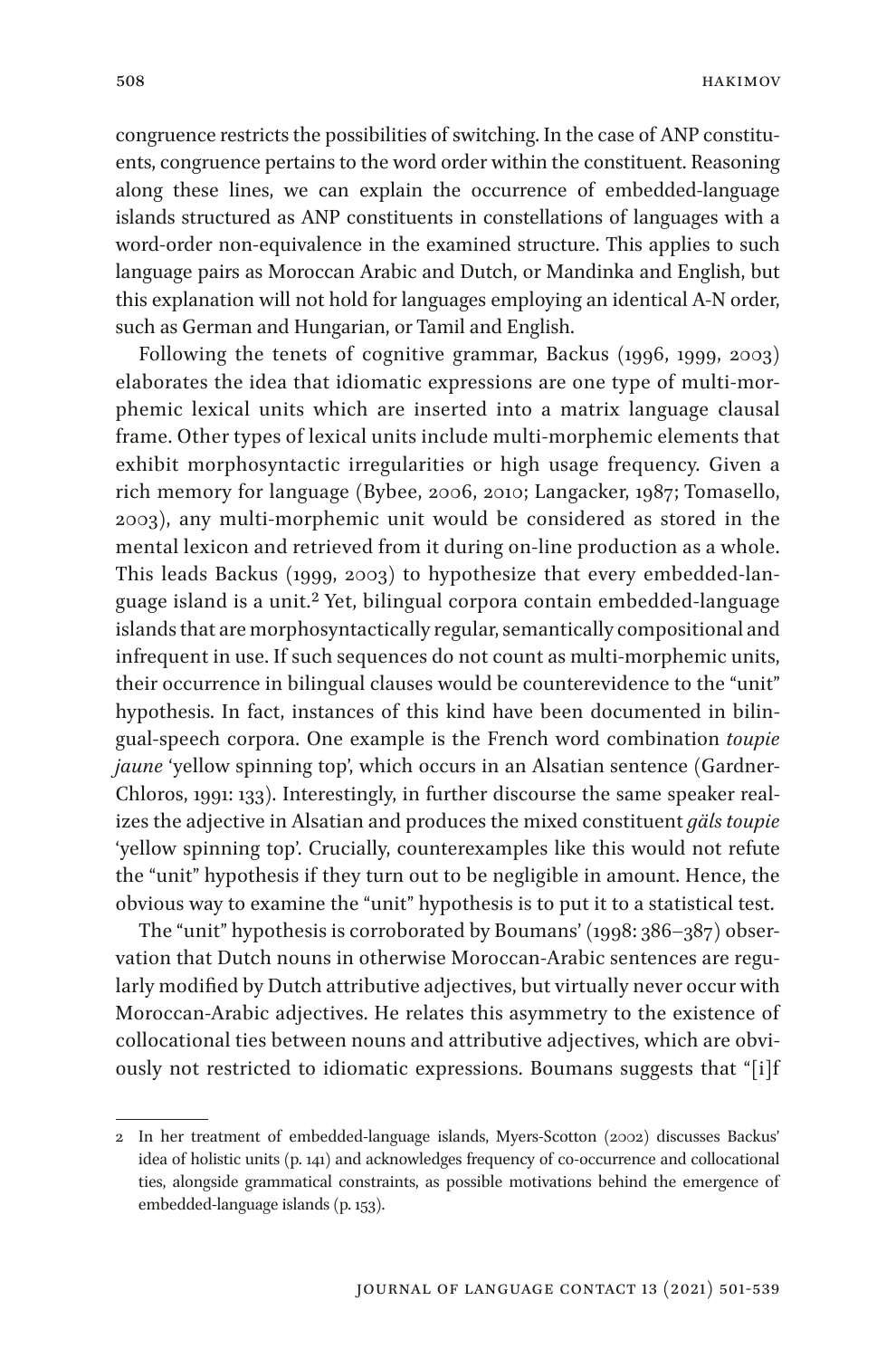congruence restricts the possibilities of switching. In the case of ANP constituents, congruence pertains to the word order within the constituent. Reasoning along these lines, we can explain the occurrence of embedded-language islands structured as ANP constituents in constellations of languages with a word-order non-equivalence in the examined structure. This applies to such language pairs as Moroccan Arabic and Dutch, or Mandinka and English, but this explanation will not hold for languages employing an identical A-N order, such as German and Hungarian, or Tamil and English.

Following the tenets of cognitive grammar, Backus (1996, 1999, 2003) elaborates the idea that idiomatic expressions are one type of multi-morphemic lexical units which are inserted into a matrix language clausal frame. Other types of lexical units include multi-morphemic elements that exhibit morphosyntactic irregularities or high usage frequency. Given a rich memory for language (Bybee, 2006, 2010; Langacker, 1987; Tomasello, 2003), any multi-morphemic unit would be considered as stored in the mental lexicon and retrieved from it during on-line production as a whole. This leads Backus (1999, 2003) to hypothesize that every embedded-language island is a unit.[2] Yet, bilingual corpora contain embedded-language islands that are morphosyntactically regular, semantically compositional and infrequent in use. If such sequences do not count as multi-morphemic units, their occurrence in bilingual clauses would be counterevidence to the "unit" hypothesis. In fact, instances of this kind have been documented in bilingual-speech corpora. One example is the French word combination *toupie jaune* 'yellow spinning top', which occurs in an Alsatian sentence (Gardner-Chloros, 1991: 133). Interestingly, in further discourse the same speaker realizes the adjective in Alsatian and produces the mixed constituent *gäls toupie* 'yellow spinning top'. Crucially, counterexamples like this would not refute the "unit" hypothesis if they turn out to be negligible in amount. Hence, the obvious way to examine the "unit" hypothesis is to put it to a statistical test.

The "unit" hypothesis is corroborated by Boumans' (1998: 386–387) observation that Dutch nouns in otherwise Moroccan-Arabic sentences are regularly modified by Dutch attributive adjectives, but virtually never occur with Moroccan-Arabic adjectives. He relates this asymmetry to the existence of collocational ties between nouns and attributive adjectives, which are obviously not restricted to idiomatic expressions. Boumans suggests that "[i]f

---

2 In her treatment of embedded-language islands, Myers-Scotton (2002) discusses Backus' idea of holistic units (p. 141) and acknowledges frequency of co-occurrence and collocational ties, alongside grammatical constraints, as possible motivations behind the emergence of embedded-language islands (p. 153).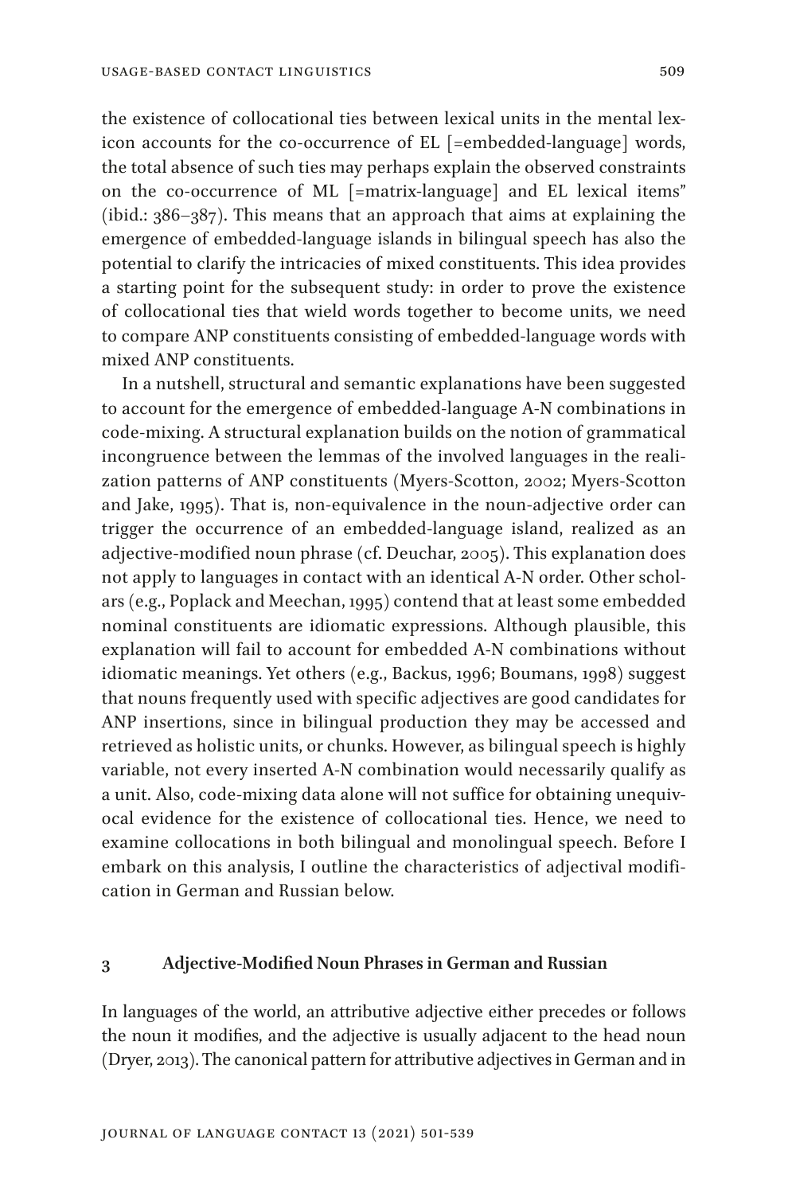the existence of collocational ties between lexical units in the mental lexicon accounts for the co-occurrence of EL [=embedded-language] words, the total absence of such ties may perhaps explain the observed constraints on the co-occurrence of ML [=matrix-language] and EL lexical items" (ibid.: 386–387). This means that an approach that aims at explaining the emergence of embedded-language islands in bilingual speech has also the potential to clarify the intricacies of mixed constituents. This idea provides a starting point for the subsequent study: in order to prove the existence of collocational ties that wield words together to become units, we need to compare ANP constituents consisting of embedded-language words with mixed ANP constituents.

In a nutshell, structural and semantic explanations have been suggested to account for the emergence of embedded-language A-N combinations in code-mixing. A structural explanation builds on the notion of grammatical incongruence between the lemmas of the involved languages in the realization patterns of ANP constituents (Myers-Scotton, 2002; Myers-Scotton and Jake, 1995). That is, non-equivalence in the noun-adjective order can trigger the occurrence of an embedded-language island, realized as an adjective-modified noun phrase (cf. Deuchar, 2005). This explanation does not apply to languages in contact with an identical A-N order. Other scholars (e.g., Poplack and Meechan, 1995) contend that at least some embedded nominal constituents are idiomatic expressions. Although plausible, this explanation will fail to account for embedded A-N combinations without idiomatic meanings. Yet others (e.g., Backus, 1996; Boumans, 1998) suggest that nouns frequently used with specific adjectives are good candidates for ANP insertions, since in bilingual production they may be accessed and retrieved as holistic units, or chunks. However, as bilingual speech is highly variable, not every inserted A-N combination would necessarily qualify as a unit. Also, code-mixing data alone will not suffice for obtaining unequivocal evidence for the existence of collocational ties. Hence, we need to examine collocations in both bilingual and monolingual speech. Before I embark on this analysis, I outline the characteristics of adjectival modification in German and Russian below.

## 3 Adjective-Modified Noun Phrases in German and Russian

In languages of the world, an attributive adjective either precedes or follows the noun it modifies, and the adjective is usually adjacent to the head noun (Dryer, 2013). The canonical pattern for attributive adjectives in German and in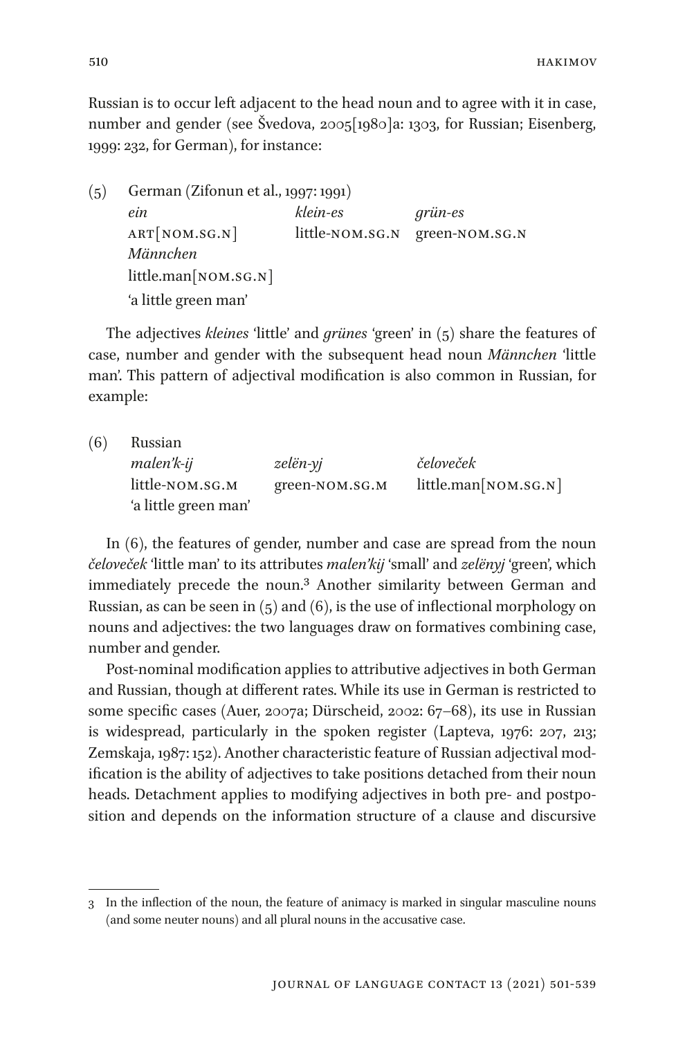Russian is to occur left adjacent to the head noun and to agree with it in case, number and gender (see Švedova, 2005[1980]a: 1303, for Russian; Eisenberg, 1999: 232, for German), for instance:

(5) German (Zifonun et al., 1997: 1991)

| *ein* | *klein-es* | *grün-es* |
|---|---|---|
| ART[NOM.SG.N] | little-NOM.SG.N | green-NOM.SG.N |

*Männchen*
little.man[NOM.SG.N]
'a little green man'

The adjectives *kleines* 'little' and *grünes* 'green' in (5) share the features of case, number and gender with the subsequent head noun *Männchen* 'little man'. This pattern of adjectival modification is also common in Russian, for example:

(6) Russian

| *malen'k-ij* | *zelën-yj* | *čeloveček* |
|---|---|---|
| little-NOM.SG.M | green-NOM.SG.M | little.man[NOM.SG.N] |

'a little green man'

In (6), the features of gender, number and case are spread from the noun *čeloveček* 'little man' to its attributes *malen'kij* 'small' and *zelënyj* 'green', which immediately precede the noun.[3] Another similarity between German and Russian, as can be seen in (5) and (6), is the use of inflectional morphology on nouns and adjectives: the two languages draw on formatives combining case, number and gender.

Post-nominal modification applies to attributive adjectives in both German and Russian, though at different rates. While its use in German is restricted to some specific cases (Auer, 2007a; Dürscheid, 2002: 67–68), its use in Russian is widespread, particularly in the spoken register (Lapteva, 1976: 207, 213; Zemskaja, 1987: 152). Another characteristic feature of Russian adjectival modification is the ability of adjectives to take positions detached from their noun heads. Detachment applies to modifying adjectives in both pre- and postposition and depends on the information structure of a clause and discursive

---

3 In the inflection of the noun, the feature of animacy is marked in singular masculine nouns (and some neuter nouns) and all plural nouns in the accusative case.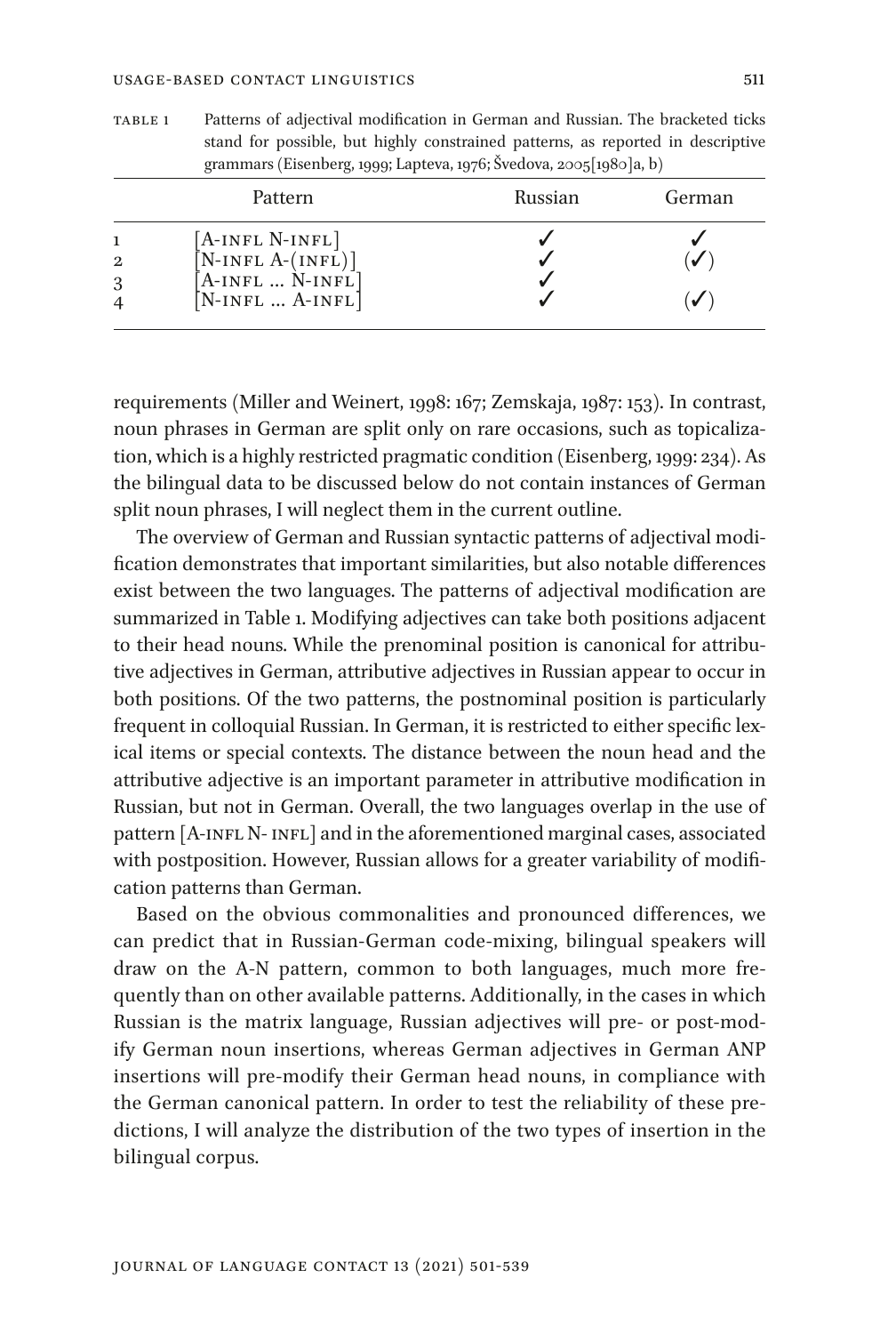TABLE 1 Patterns of adjectival modification in German and Russian. The bracketed ticks stand for possible, but highly constrained patterns, as reported in descriptive grammars (Eisenberg, 1999; Lapteva, 1976; Švedova, 2005[1980]a, b)

| | Pattern | Russian | German |
|---|---|---|---|
| 1 | [A-INFL N-INFL] | ✓ | ✓ |
| 2 | [N-INFL A-(INFL)] | ✓ | (✓) |
| 3 | [A-INFL … N-INFL] | ✓ | |
| 4 | [N-INFL … A-INFL] | ✓ | (✓) |

requirements (Miller and Weinert, 1998: 167; Zemskaja, 1987: 153). In contrast, noun phrases in German are split only on rare occasions, such as topicalization, which is a highly restricted pragmatic condition (Eisenberg, 1999: 234). As the bilingual data to be discussed below do not contain instances of German split noun phrases, I will neglect them in the current outline.

The overview of German and Russian syntactic patterns of adjectival modification demonstrates that important similarities, but also notable differences exist between the two languages. The patterns of adjectival modification are summarized in Table 1. Modifying adjectives can take both positions adjacent to their head nouns. While the prenominal position is canonical for attributive adjectives in German, attributive adjectives in Russian appear to occur in both positions. Of the two patterns, the postnominal position is particularly frequent in colloquial Russian. In German, it is restricted to either specific lexical items or special contexts. The distance between the noun head and the attributive adjective is an important parameter in attributive modification in Russian, but not in German. Overall, the two languages overlap in the use of pattern [A-INFL N- INFL] and in the aforementioned marginal cases, associated with postposition. However, Russian allows for a greater variability of modification patterns than German.

Based on the obvious commonalities and pronounced differences, we can predict that in Russian-German code-mixing, bilingual speakers will draw on the A-N pattern, common to both languages, much more frequently than on other available patterns. Additionally, in the cases in which Russian is the matrix language, Russian adjectives will pre- or post-modify German noun insertions, whereas German adjectives in German ANP insertions will pre-modify their German head nouns, in compliance with the German canonical pattern. In order to test the reliability of these predictions, I will analyze the distribution of the two types of insertion in the bilingual corpus.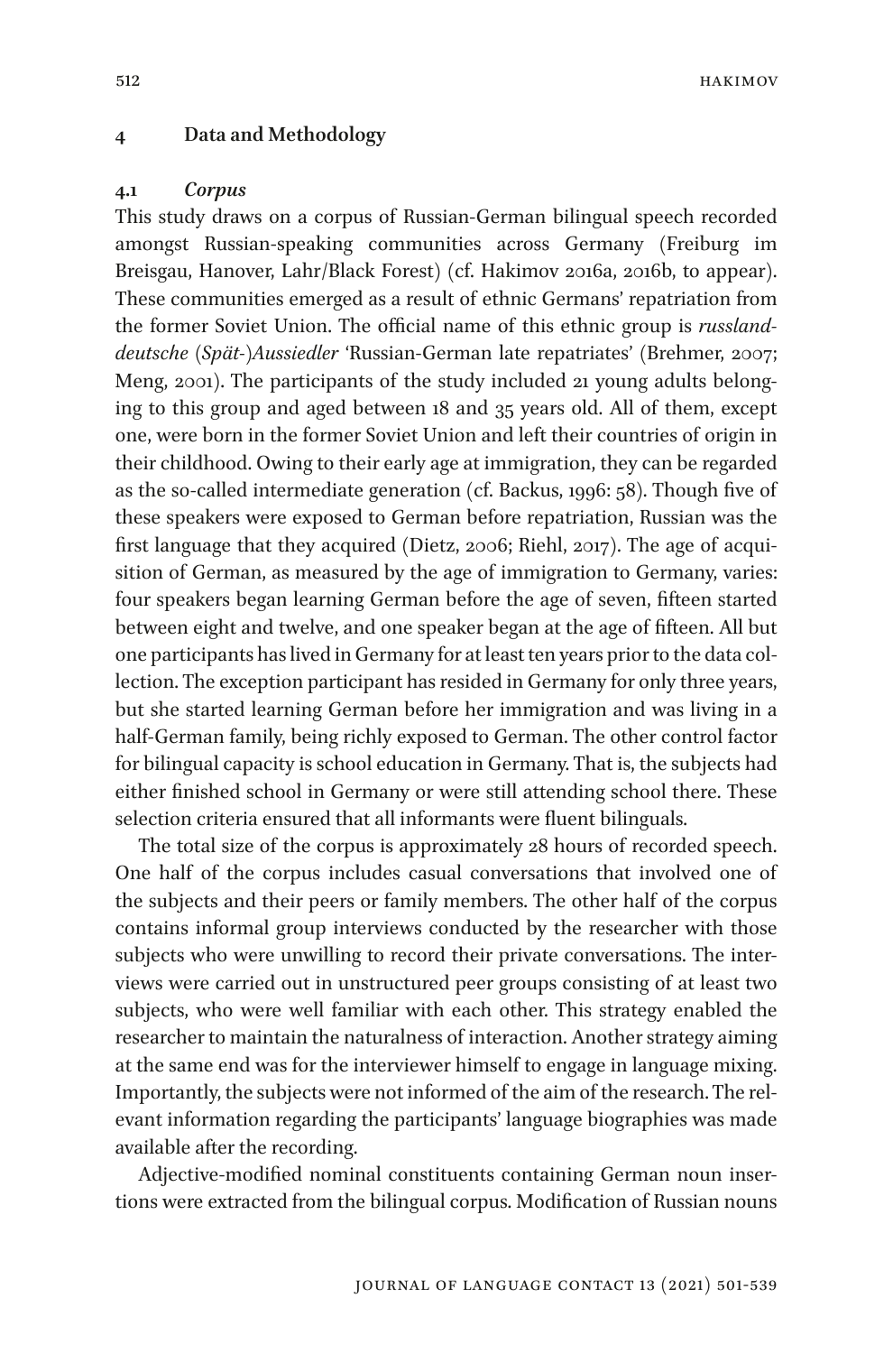## 4 Data and Methodology

### 4.1 *Corpus*

This study draws on a corpus of Russian-German bilingual speech recorded amongst Russian-speaking communities across Germany (Freiburg im Breisgau, Hanover, Lahr/Black Forest) (cf. Hakimov 2016a, 2016b, to appear). These communities emerged as a result of ethnic Germans' repatriation from the former Soviet Union. The official name of this ethnic group is *russlanddeutsche (Spät-)Aussiedler* 'Russian-German late repatriates' (Brehmer, 2007; Meng, 2001). The participants of the study included 21 young adults belonging to this group and aged between 18 and 35 years old. All of them, except one, were born in the former Soviet Union and left their countries of origin in their childhood. Owing to their early age at immigration, they can be regarded as the so-called intermediate generation (cf. Backus, 1996: 58). Though five of these speakers were exposed to German before repatriation, Russian was the first language that they acquired (Dietz, 2006; Riehl, 2017). The age of acquisition of German, as measured by the age of immigration to Germany, varies: four speakers began learning German before the age of seven, fifteen started between eight and twelve, and one speaker began at the age of fifteen. All but one participants has lived in Germany for at least ten years prior to the data collection. The exception participant has resided in Germany for only three years, but she started learning German before her immigration and was living in a half-German family, being richly exposed to German. The other control factor for bilingual capacity is school education in Germany. That is, the subjects had either finished school in Germany or were still attending school there. These selection criteria ensured that all informants were fluent bilinguals.

The total size of the corpus is approximately 28 hours of recorded speech. One half of the corpus includes casual conversations that involved one of the subjects and their peers or family members. The other half of the corpus contains informal group interviews conducted by the researcher with those subjects who were unwilling to record their private conversations. The interviews were carried out in unstructured peer groups consisting of at least two subjects, who were well familiar with each other. This strategy enabled the researcher to maintain the naturalness of interaction. Another strategy aiming at the same end was for the interviewer himself to engage in language mixing. Importantly, the subjects were not informed of the aim of the research. The relevant information regarding the participants' language biographies was made available after the recording.

Adjective-modified nominal constituents containing German noun insertions were extracted from the bilingual corpus. Modification of Russian nouns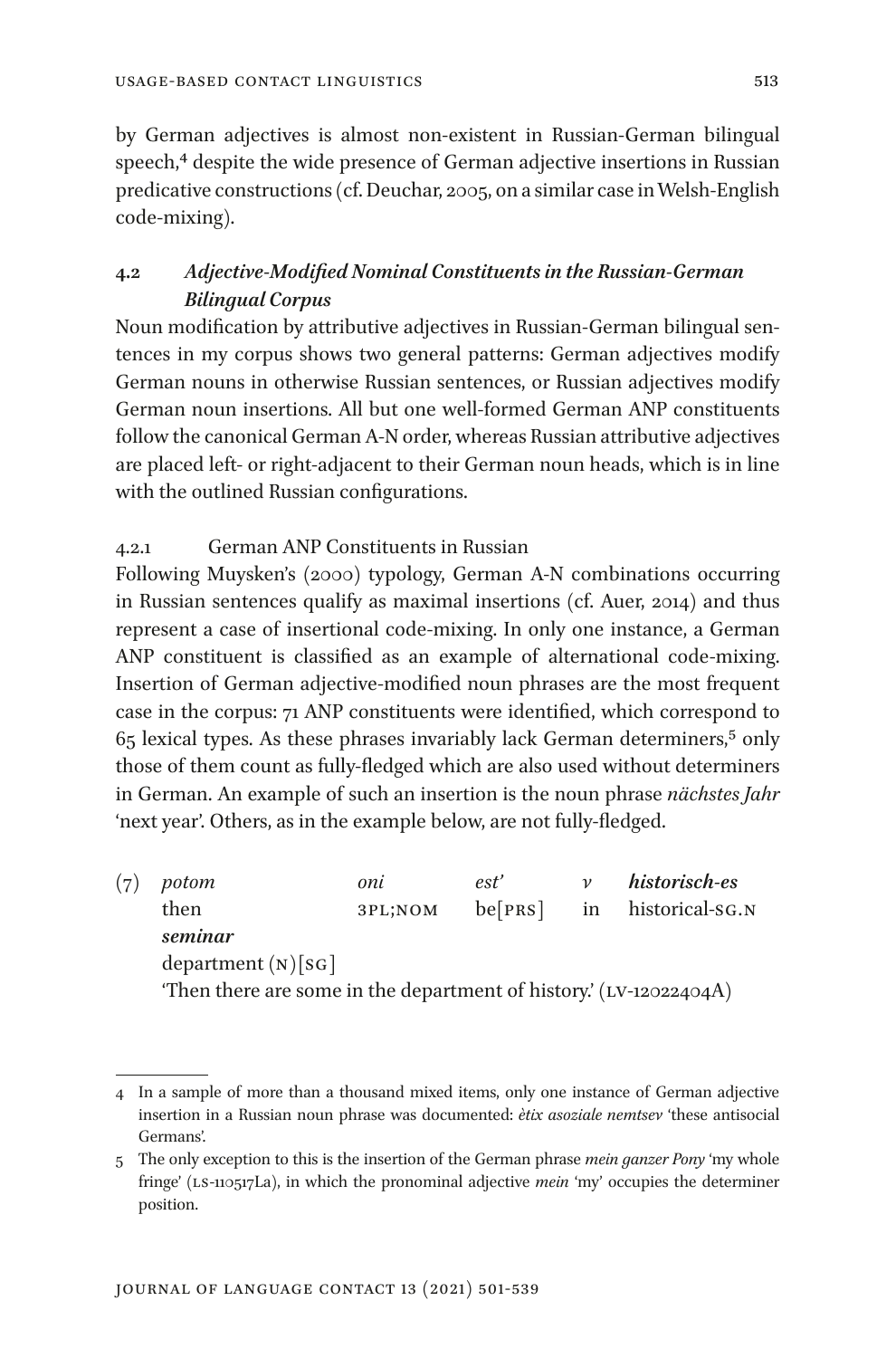by German adjectives is almost non-existent in Russian-German bilingual speech,[4] despite the wide presence of German adjective insertions in Russian predicative constructions (cf. Deuchar, 2005, on a similar case in Welsh-English code-mixing).

### 4.2 *Adjective-Modified Nominal Constituents in the Russian-German Bilingual Corpus*

Noun modification by attributive adjectives in Russian-German bilingual sentences in my corpus shows two general patterns: German adjectives modify German nouns in otherwise Russian sentences, or Russian adjectives modify German noun insertions. All but one well-formed German ANP constituents follow the canonical German A-N order, whereas Russian attributive adjectives are placed left- or right-adjacent to their German noun heads, which is in line with the outlined Russian configurations.

#### 4.2.1 German ANP Constituents in Russian

Following Muysken's (2000) typology, German A-N combinations occurring in Russian sentences qualify as maximal insertions (cf. Auer, 2014) and thus represent a case of insertional code-mixing. In only one instance, a German ANP constituent is classified as an example of alternational code-mixing. Insertion of German adjective-modified noun phrases are the most frequent case in the corpus: 71 ANP constituents were identified, which correspond to 65 lexical types. As these phrases invariably lack German determiners,[5] only those of them count as fully-fledged which are also used without determiners in German. An example of such an insertion is the noun phrase *nächstes Jahr* 'next year'. Others, as in the example below, are not fully-fledged.

(7) *potom* *oni* *est'* *v* ***historisch-es*** ***seminar***
then 3PL;NOM be[PRS] in historical-SG.N department (N)[SG]
'Then there are some in the department of history.' (LV-12022404A)

---

4 In a sample of more than a thousand mixed items, only one instance of German adjective insertion in a Russian noun phrase was documented: *ètix asoziale nemtsev* 'these antisocial Germans'.

5 The only exception to this is the insertion of the German phrase *mein ganzer Pony* 'my whole fringe' (LS-110517La), in which the pronominal adjective *mein* 'my' occupies the determiner position.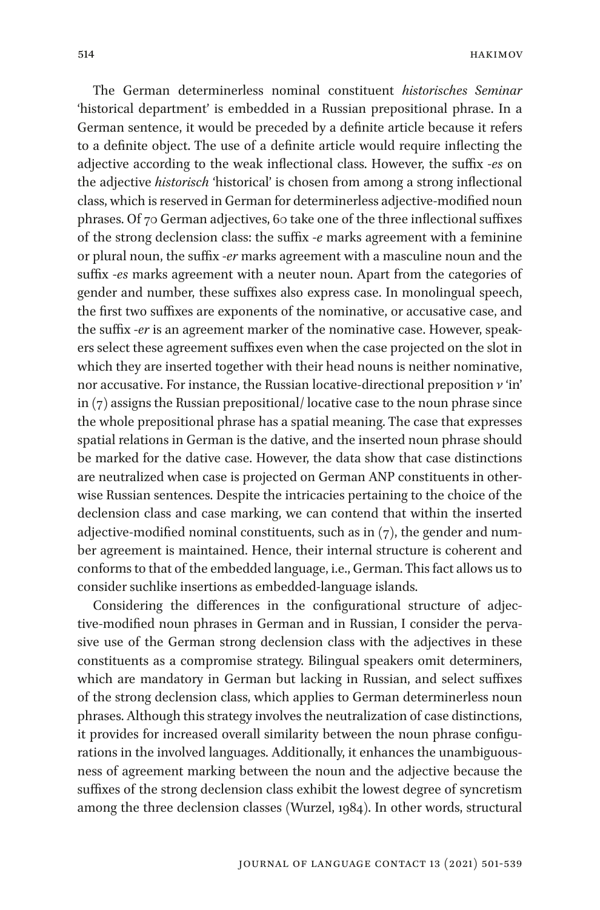The German determinerless nominal constituent *historisches Seminar* 'historical department' is embedded in a Russian prepositional phrase. In a German sentence, it would be preceded by a definite article because it refers to a definite object. The use of a definite article would require inflecting the adjective according to the weak inflectional class. However, the suffix *-es* on the adjective *historisch* 'historical' is chosen from among a strong inflectional class, which is reserved in German for determinerless adjective-modified noun phrases. Of 70 German adjectives, 60 take one of the three inflectional suffixes of the strong declension class: the suffix *-e* marks agreement with a feminine or plural noun, the suffix *-er* marks agreement with a masculine noun and the suffix *-es* marks agreement with a neuter noun. Apart from the categories of gender and number, these suffixes also express case. In monolingual speech, the first two suffixes are exponents of the nominative, or accusative case, and the suffix *-er* is an agreement marker of the nominative case. However, speakers select these agreement suffixes even when the case projected on the slot in which they are inserted together with their head nouns is neither nominative, nor accusative. For instance, the Russian locative-directional preposition *v* 'in' in (7) assigns the Russian prepositional/ locative case to the noun phrase since the whole prepositional phrase has a spatial meaning. The case that expresses spatial relations in German is the dative, and the inserted noun phrase should be marked for the dative case. However, the data show that case distinctions are neutralized when case is projected on German ANP constituents in otherwise Russian sentences. Despite the intricacies pertaining to the choice of the declension class and case marking, we can contend that within the inserted adjective-modified nominal constituents, such as in (7), the gender and number agreement is maintained. Hence, their internal structure is coherent and conforms to that of the embedded language, i.e., German. This fact allows us to consider suchlike insertions as embedded-language islands.

Considering the differences in the configurational structure of adjective-modified noun phrases in German and in Russian, I consider the pervasive use of the German strong declension class with the adjectives in these constituents as a compromise strategy. Bilingual speakers omit determiners, which are mandatory in German but lacking in Russian, and select suffixes of the strong declension class, which applies to German determinerless noun phrases. Although this strategy involves the neutralization of case distinctions, it provides for increased overall similarity between the noun phrase configurations in the involved languages. Additionally, it enhances the unambiguousness of agreement marking between the noun and the adjective because the suffixes of the strong declension class exhibit the lowest degree of syncretism among the three declension classes (Wurzel, 1984). In other words, structural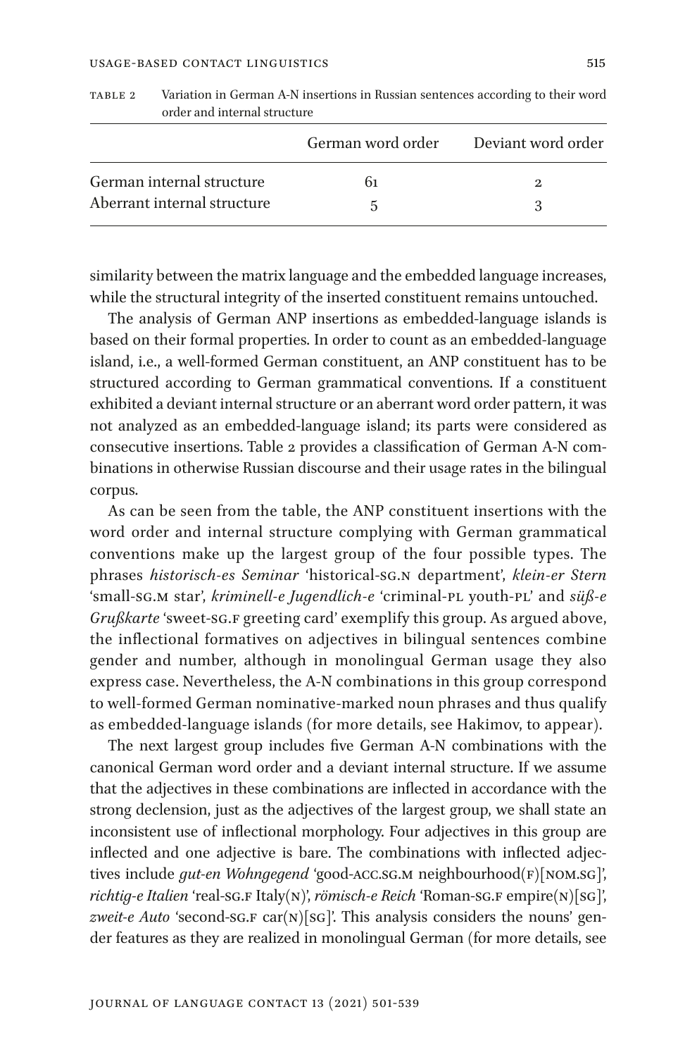TABLE 2 Variation in German A-N insertions in Russian sentences according to their word order and internal structure

| | German word order | Deviant word order |
|---|---|---|
| German internal structure | 61 | 2 |
| Aberrant internal structure | 5 | 3 |

similarity between the matrix language and the embedded language increases, while the structural integrity of the inserted constituent remains untouched.

The analysis of German ANP insertions as embedded-language islands is based on their formal properties. In order to count as an embedded-language island, i.e., a well-formed German constituent, an ANP constituent has to be structured according to German grammatical conventions. If a constituent exhibited a deviant internal structure or an aberrant word order pattern, it was not analyzed as an embedded-language island; its parts were considered as consecutive insertions. Table 2 provides a classification of German A-N combinations in otherwise Russian discourse and their usage rates in the bilingual corpus.

As can be seen from the table, the ANP constituent insertions with the word order and internal structure complying with German grammatical conventions make up the largest group of the four possible types. The phrases *historisch-es Seminar* 'historical-SG.N department', *klein-er Stern* 'small-SG.M star', *kriminell-e Jugendlich-e* 'criminal-PL youth-PL' and *süß-e Grußkarte* 'sweet-SG.F greeting card' exemplify this group. As argued above, the inflectional formatives on adjectives in bilingual sentences combine gender and number, although in monolingual German usage they also express case. Nevertheless, the A-N combinations in this group correspond to well-formed German nominative-marked noun phrases and thus qualify as embedded-language islands (for more details, see Hakimov, to appear).

The next largest group includes five German A-N combinations with the canonical German word order and a deviant internal structure. If we assume that the adjectives in these combinations are inflected in accordance with the strong declension, just as the adjectives of the largest group, we shall state an inconsistent use of inflectional morphology. Four adjectives in this group are inflected and one adjective is bare. The combinations with inflected adjectives include *gut-en Wohngegend* 'good-ACC.SG.M neighbourhood(F)[NOM.SG]', *richtig-e Italien* 'real-SG.F Italy(N)', *römisch-e Reich* 'Roman-SG.F empire(N)[SG]', *zweit-e Auto* 'second-SG.F car(N)[SG]'. This analysis considers the nouns' gender features as they are realized in monolingual German (for more details, see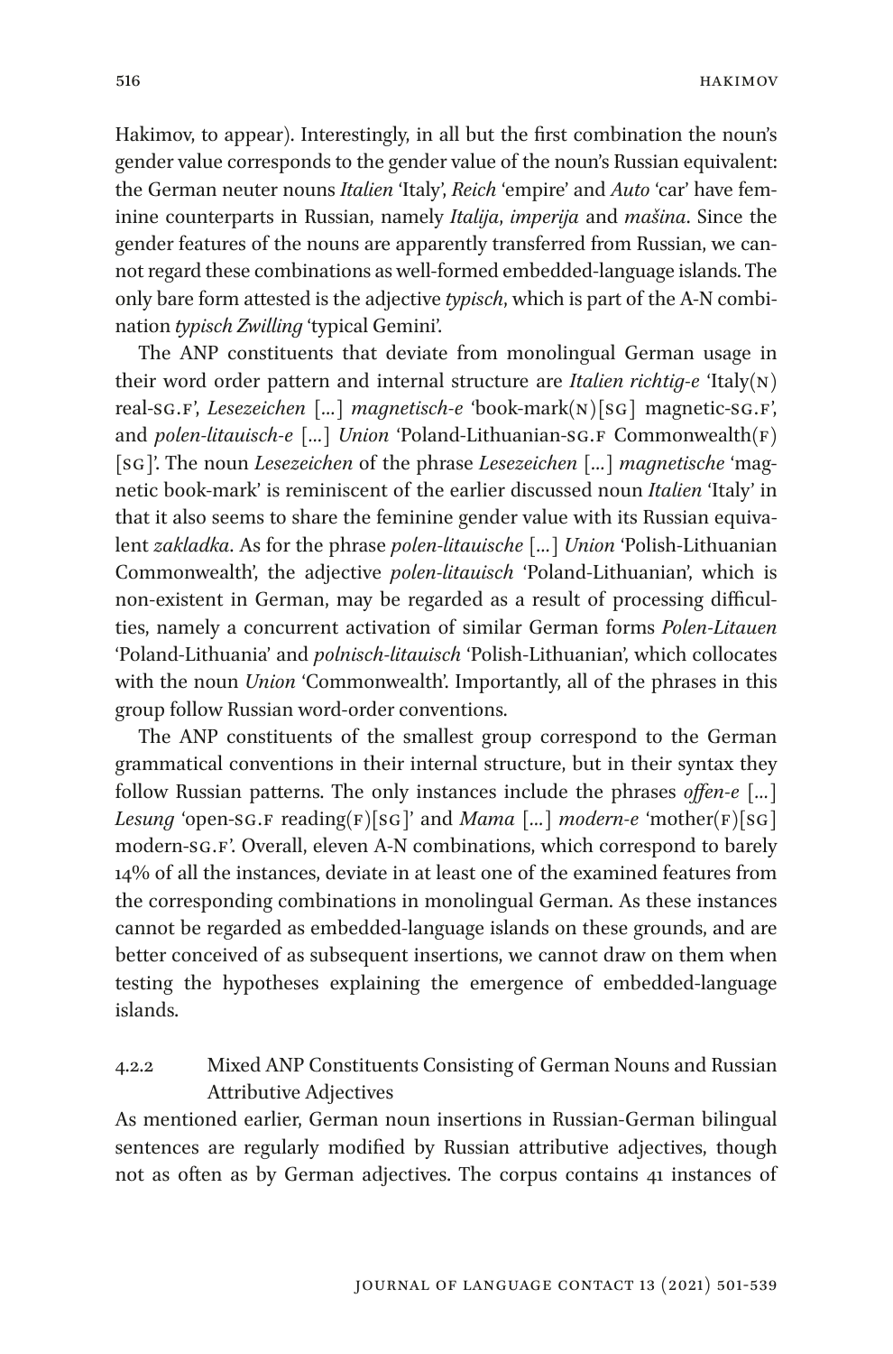Hakimov, to appear). Interestingly, in all but the first combination the noun's gender value corresponds to the gender value of the noun's Russian equivalent: the German neuter nouns *Italien* 'Italy', *Reich* 'empire' and *Auto* 'car' have feminine counterparts in Russian, namely *Italija*, *imperija* and *mašina*. Since the gender features of the nouns are apparently transferred from Russian, we cannot regard these combinations as well-formed embedded-language islands. The only bare form attested is the adjective *typisch*, which is part of the A-N combination *typisch Zwilling* 'typical Gemini'.

The ANP constituents that deviate from monolingual German usage in their word order pattern and internal structure are *Italien richtig-e* 'Italy(N) real-SG.F', *Lesezeichen* […] *magnetisch-e* 'book-mark(N)[SG] magnetic-SG.F', and *polen-litauisch-e* […] *Union* 'Poland-Lithuanian-SG.F Commonwealth(F) [SG]'. The noun *Lesezeichen* of the phrase *Lesezeichen* […] *magnetische* 'magnetic book-mark' is reminiscent of the earlier discussed noun *Italien* 'Italy' in that it also seems to share the feminine gender value with its Russian equivalent *zakladka*. As for the phrase *polen-litauische* […] *Union* 'Polish-Lithuanian Commonwealth', the adjective *polen-litauisch* 'Poland-Lithuanian', which is non-existent in German, may be regarded as a result of processing difficulties, namely a concurrent activation of similar German forms *Polen-Litauen* 'Poland-Lithuania' and *polnisch-litauisch* 'Polish-Lithuanian', which collocates with the noun *Union* 'Commonwealth'. Importantly, all of the phrases in this group follow Russian word-order conventions.

The ANP constituents of the smallest group correspond to the German grammatical conventions in their internal structure, but in their syntax they follow Russian patterns. The only instances include the phrases *offen-e* […] *Lesung* 'open-SG.F reading(F)[SG]' and *Mama* […] *modern-e* 'mother(F)[SG] modern-SG.F'. Overall, eleven A-N combinations, which correspond to barely 14% of all the instances, deviate in at least one of the examined features from the corresponding combinations in monolingual German. As these instances cannot be regarded as embedded-language islands on these grounds, and are better conceived of as subsequent insertions, we cannot draw on them when testing the hypotheses explaining the emergence of embedded-language islands.

#### 4.2.2 Mixed ANP Constituents Consisting of German Nouns and Russian Attributive Adjectives

As mentioned earlier, German noun insertions in Russian-German bilingual sentences are regularly modified by Russian attributive adjectives, though not as often as by German adjectives. The corpus contains 41 instances of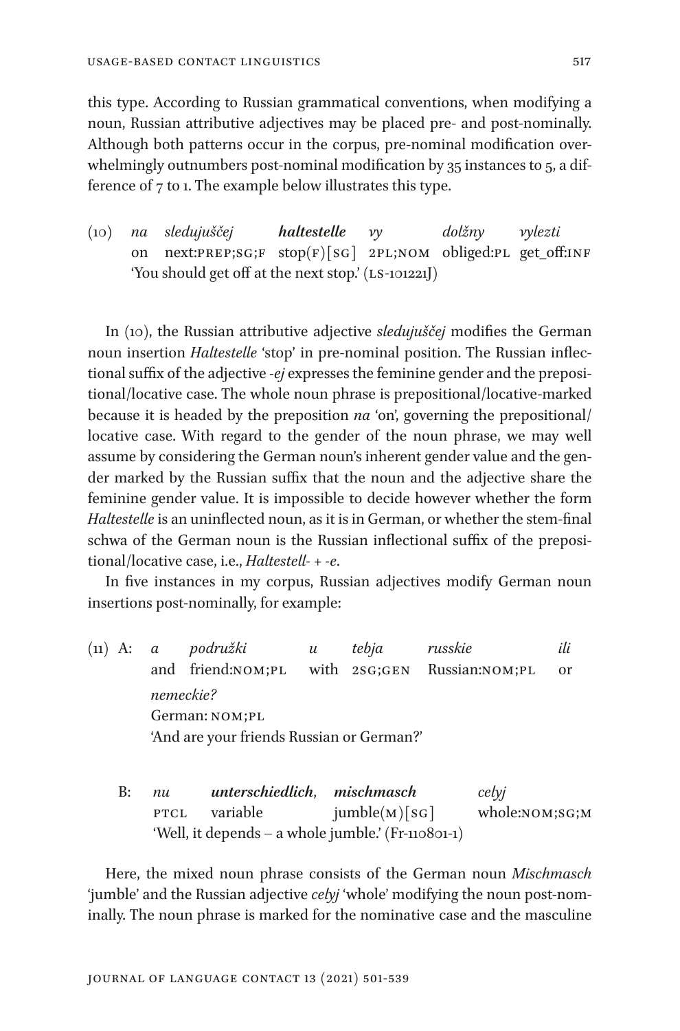this type. According to Russian grammatical conventions, when modifying a noun, Russian attributive adjectives may be placed pre- and post-nominally. Although both patterns occur in the corpus, pre-nominal modification overwhelmingly outnumbers post-nominal modification by 35 instances to 5, a difference of 7 to 1. The example below illustrates this type.

(10) *na* *sledujuščej* ***haltestelle*** *vy* *dolžny* *vylezti*
on next:PREP;SG;F stop(F)[SG] 2PL;NOM obliged:PL get_off:INF
'You should get off at the next stop.' (LS-101221J)

In (10), the Russian attributive adjective *sledujuščej* modifies the German noun insertion *Haltestelle* 'stop' in pre-nominal position. The Russian inflectional suffix of the adjective *-ej* expresses the feminine gender and the prepositional/locative case. The whole noun phrase is prepositional/locative-marked because it is headed by the preposition *na* 'on', governing the prepositional/locative case. With regard to the gender of the noun phrase, we may well assume by considering the German noun's inherent gender value and the gender marked by the Russian suffix that the noun and the adjective share the feminine gender value. It is impossible to decide however whether the form *Haltestelle* is an uninflected noun, as it is in German, or whether the stem-final schwa of the German noun is the Russian inflectional suffix of the prepositional/locative case, i.e., *Haltestell-* + *-e*.

In five instances in my corpus, Russian adjectives modify German noun insertions post-nominally, for example:

(11) A: *a* *podružki* *u* *tebja* *russkie* *ili* *nemeckie?*
and friend:NOM;PL with 2SG;GEN Russian:NOM;PL or German: NOM;PL
'And are your friends Russian or German?'

B: *nu* ***unterschiedlich***, ***mischmasch*** *celyj*
PTCL variable jumble(M)[SG] whole:NOM;SG;M
'Well, it depends – a whole jumble.' (Fr-110801-1)

Here, the mixed noun phrase consists of the German noun *Mischmasch* 'jumble' and the Russian adjective *celyj* 'whole' modifying the noun post-nominally. The noun phrase is marked for the nominative case and the masculine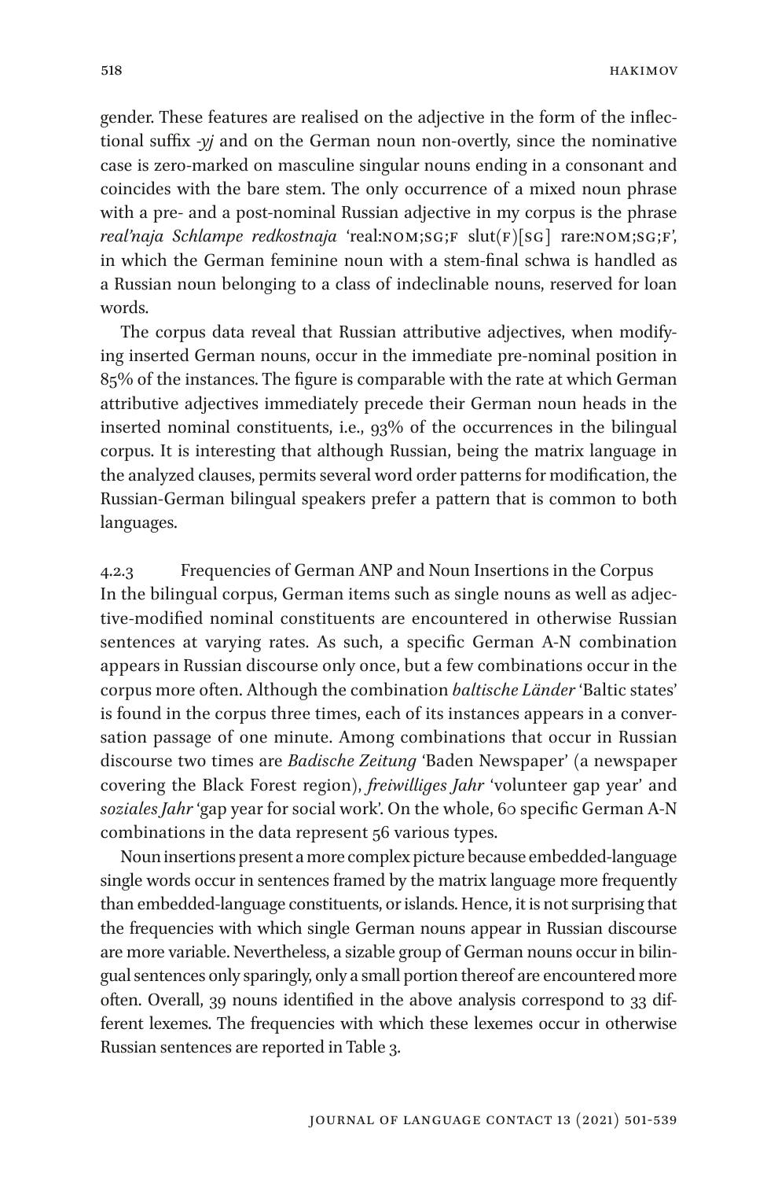gender. These features are realised on the adjective in the form of the inflectional suffix *-yj* and on the German noun non-overtly, since the nominative case is zero-marked on masculine singular nouns ending in a consonant and coincides with the bare stem. The only occurrence of a mixed noun phrase with a pre- and a post-nominal Russian adjective in my corpus is the phrase *real'naja Schlampe redkostnaja* 'real:NOM;SG;F slut(F)[SG] rare:NOM;SG;F', in which the German feminine noun with a stem-final schwa is handled as a Russian noun belonging to a class of indeclinable nouns, reserved for loan words.

The corpus data reveal that Russian attributive adjectives, when modifying inserted German nouns, occur in the immediate pre-nominal position in 85% of the instances. The figure is comparable with the rate at which German attributive adjectives immediately precede their German noun heads in the inserted nominal constituents, i.e., 93% of the occurrences in the bilingual corpus. It is interesting that although Russian, being the matrix language in the analyzed clauses, permits several word order patterns for modification, the Russian-German bilingual speakers prefer a pattern that is common to both languages.

#### 4.2.3 Frequencies of German ANP and Noun Insertions in the Corpus

In the bilingual corpus, German items such as single nouns as well as adjective-modified nominal constituents are encountered in otherwise Russian sentences at varying rates. As such, a specific German A-N combination appears in Russian discourse only once, but a few combinations occur in the corpus more often. Although the combination *baltische Länder* 'Baltic states' is found in the corpus three times, each of its instances appears in a conversation passage of one minute. Among combinations that occur in Russian discourse two times are *Badische Zeitung* 'Baden Newspaper' (a newspaper covering the Black Forest region), *freiwilliges Jahr* 'volunteer gap year' and *soziales Jahr* 'gap year for social work'. On the whole, 60 specific German A-N combinations in the data represent 56 various types.

Noun insertions present a more complex picture because embedded-language single words occur in sentences framed by the matrix language more frequently than embedded-language constituents, or islands. Hence, it is not surprising that the frequencies with which single German nouns appear in Russian discourse are more variable. Nevertheless, a sizable group of German nouns occur in bilingual sentences only sparingly, only a small portion thereof are encountered more often. Overall, 39 nouns identified in the above analysis correspond to 33 different lexemes. The frequencies with which these lexemes occur in otherwise Russian sentences are reported in Table 3.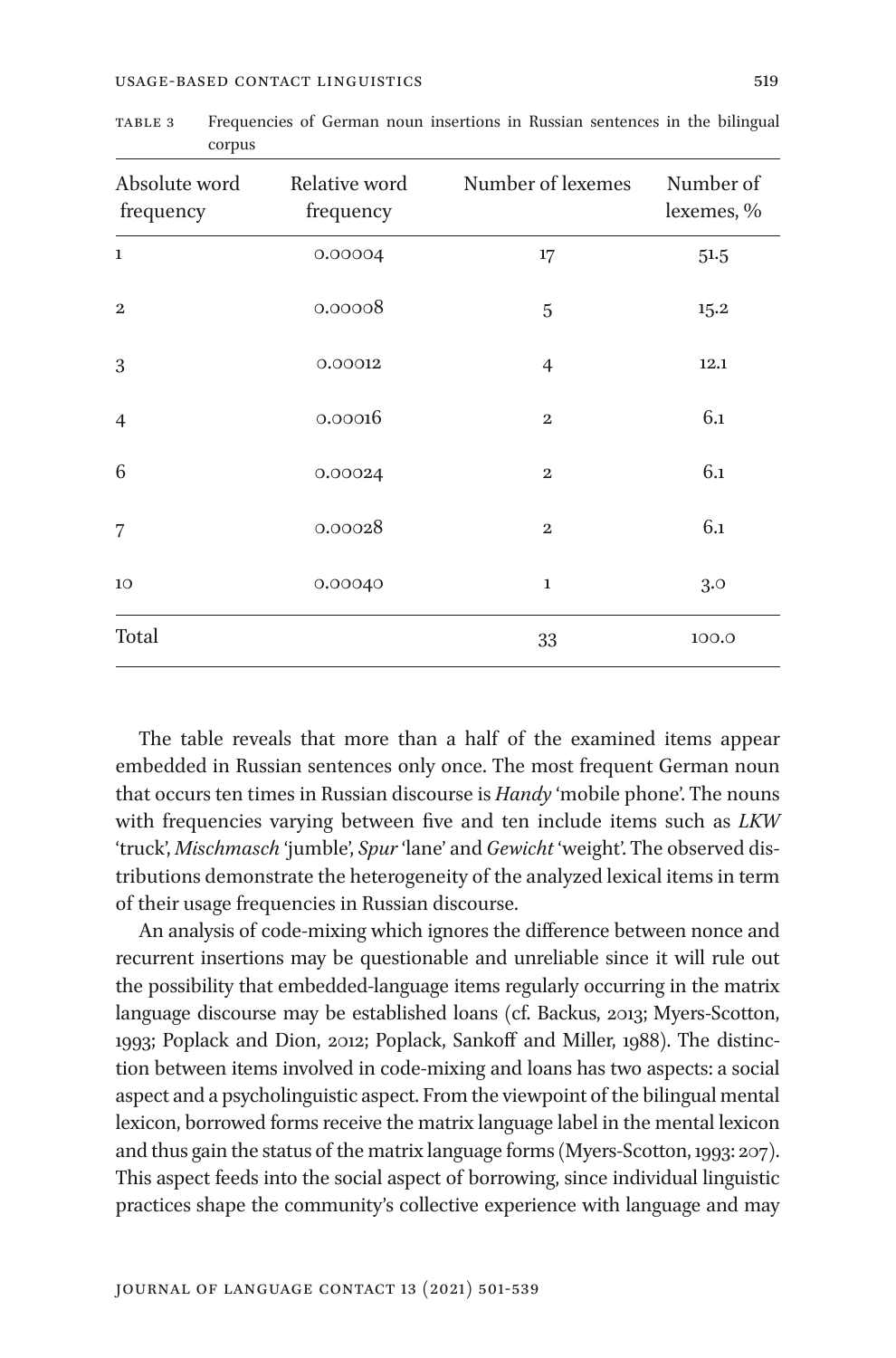TABLE 3 Frequencies of German noun insertions in Russian sentences in the bilingual corpus

| Absolute word frequency | Relative word frequency | Number of lexemes | Number of lexemes, % |
|---|---|---|---|
| 1 | 0.00004 | 17 | 51.5 |
| 2 | 0.00008 | 5 | 15.2 |
| 3 | 0.00012 | 4 | 12.1 |
| 4 | 0.00016 | 2 | 6.1 |
| 6 | 0.00024 | 2 | 6.1 |
| 7 | 0.00028 | 2 | 6.1 |
| 10 | 0.00040 | 1 | 3.0 |
| Total | | 33 | 100.0 |

The table reveals that more than a half of the examined items appear embedded in Russian sentences only once. The most frequent German noun that occurs ten times in Russian discourse is *Handy* 'mobile phone'. The nouns with frequencies varying between five and ten include items such as *LKW* 'truck', *Mischmasch* 'jumble', *Spur* 'lane' and *Gewicht* 'weight'. The observed distributions demonstrate the heterogeneity of the analyzed lexical items in term of their usage frequencies in Russian discourse.

An analysis of code-mixing which ignores the difference between nonce and recurrent insertions may be questionable and unreliable since it will rule out the possibility that embedded-language items regularly occurring in the matrix language discourse may be established loans (cf. Backus, 2013; Myers-Scotton, 1993; Poplack and Dion, 2012; Poplack, Sankoff and Miller, 1988). The distinction between items involved in code-mixing and loans has two aspects: a social aspect and a psycholinguistic aspect. From the viewpoint of the bilingual mental lexicon, borrowed forms receive the matrix language label in the mental lexicon and thus gain the status of the matrix language forms (Myers-Scotton, 1993: 207). This aspect feeds into the social aspect of borrowing, since individual linguistic practices shape the community's collective experience with language and may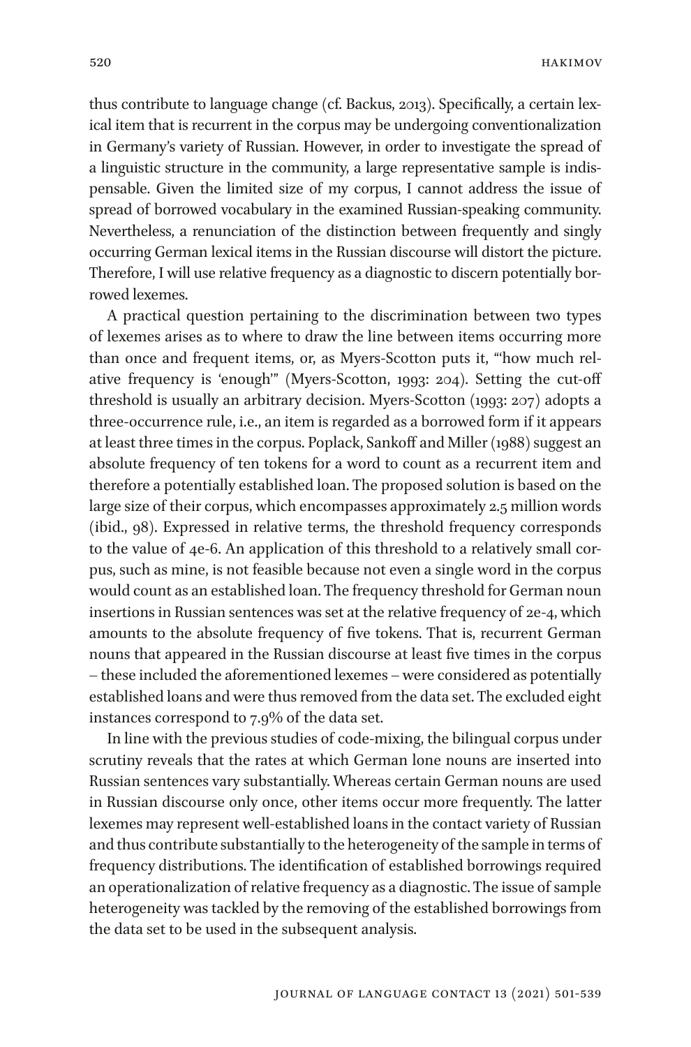thus contribute to language change (cf. Backus, 2013). Specifically, a certain lexical item that is recurrent in the corpus may be undergoing conventionalization in Germany's variety of Russian. However, in order to investigate the spread of a linguistic structure in the community, a large representative sample is indispensable. Given the limited size of my corpus, I cannot address the issue of spread of borrowed vocabulary in the examined Russian-speaking community. Nevertheless, a renunciation of the distinction between frequently and singly occurring German lexical items in the Russian discourse will distort the picture. Therefore, I will use relative frequency as a diagnostic to discern potentially borrowed lexemes.

A practical question pertaining to the discrimination between two types of lexemes arises as to where to draw the line between items occurring more than once and frequent items, or, as Myers-Scotton puts it, "'how much relative frequency is 'enough'" (Myers-Scotton, 1993: 204). Setting the cut-off threshold is usually an arbitrary decision. Myers-Scotton (1993: 207) adopts a three-occurrence rule, i.e., an item is regarded as a borrowed form if it appears at least three times in the corpus. Poplack, Sankoff and Miller (1988) suggest an absolute frequency of ten tokens for a word to count as a recurrent item and therefore a potentially established loan. The proposed solution is based on the large size of their corpus, which encompasses approximately 2.5 million words (ibid., 98). Expressed in relative terms, the threshold frequency corresponds to the value of 4e-6. An application of this threshold to a relatively small corpus, such as mine, is not feasible because not even a single word in the corpus would count as an established loan. The frequency threshold for German noun insertions in Russian sentences was set at the relative frequency of 2e-4, which amounts to the absolute frequency of five tokens. That is, recurrent German nouns that appeared in the Russian discourse at least five times in the corpus – these included the aforementioned lexemes – were considered as potentially established loans and were thus removed from the data set. The excluded eight instances correspond to 7.9% of the data set.

In line with the previous studies of code-mixing, the bilingual corpus under scrutiny reveals that the rates at which German lone nouns are inserted into Russian sentences vary substantially. Whereas certain German nouns are used in Russian discourse only once, other items occur more frequently. The latter lexemes may represent well-established loans in the contact variety of Russian and thus contribute substantially to the heterogeneity of the sample in terms of frequency distributions. The identification of established borrowings required an operationalization of relative frequency as a diagnostic. The issue of sample heterogeneity was tackled by the removing of the established borrowings from the data set to be used in the subsequent analysis.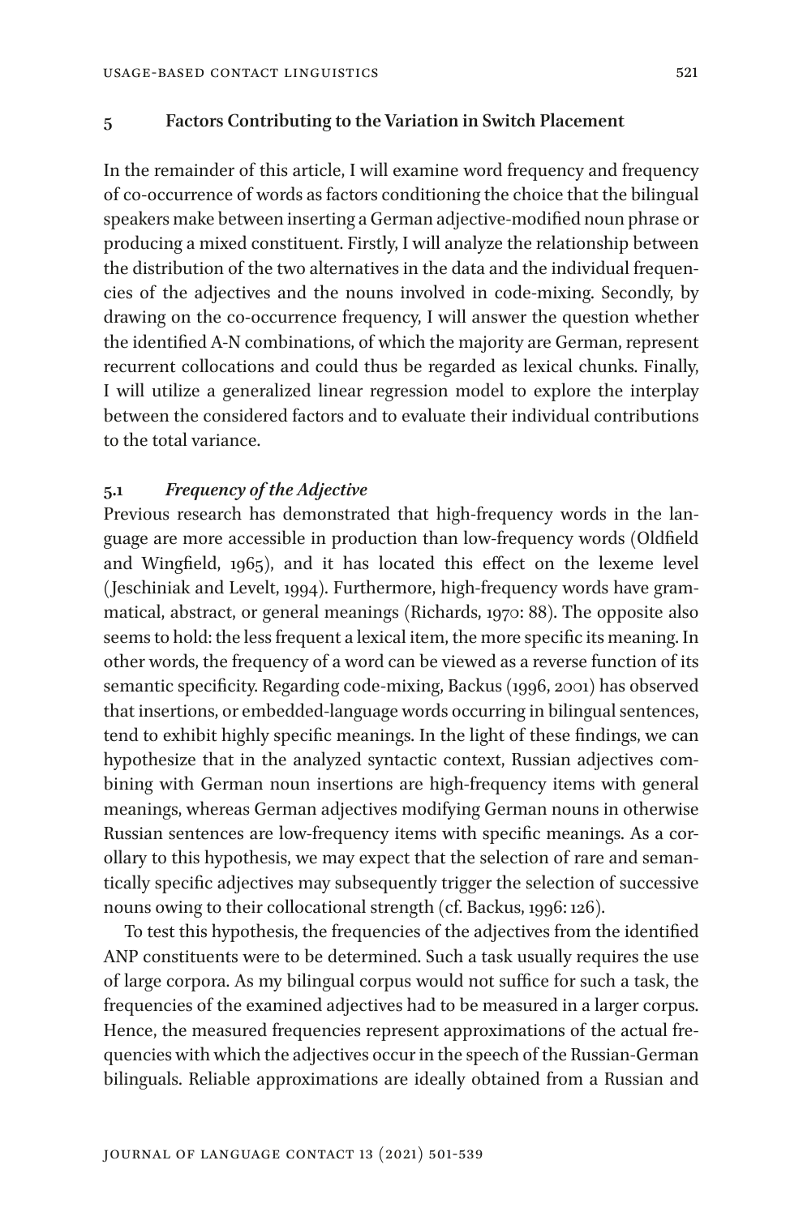## 5 Factors Contributing to the Variation in Switch Placement

In the remainder of this article, I will examine word frequency and frequency of co-occurrence of words as factors conditioning the choice that the bilingual speakers make between inserting a German adjective-modified noun phrase or producing a mixed constituent. Firstly, I will analyze the relationship between the distribution of the two alternatives in the data and the individual frequencies of the adjectives and the nouns involved in code-mixing. Secondly, by drawing on the co-occurrence frequency, I will answer the question whether the identified A-N combinations, of which the majority are German, represent recurrent collocations and could thus be regarded as lexical chunks. Finally, I will utilize a generalized linear regression model to explore the interplay between the considered factors and to evaluate their individual contributions to the total variance.

### 5.1 *Frequency of the Adjective*

Previous research has demonstrated that high-frequency words in the language are more accessible in production than low-frequency words (Oldfield and Wingfield, 1965), and it has located this effect on the lexeme level (Jeschiniak and Levelt, 1994). Furthermore, high-frequency words have grammatical, abstract, or general meanings (Richards, 1970: 88). The opposite also seems to hold: the less frequent a lexical item, the more specific its meaning. In other words, the frequency of a word can be viewed as a reverse function of its semantic specificity. Regarding code-mixing, Backus (1996, 2001) has observed that insertions, or embedded-language words occurring in bilingual sentences, tend to exhibit highly specific meanings. In the light of these findings, we can hypothesize that in the analyzed syntactic context, Russian adjectives combining with German noun insertions are high-frequency items with general meanings, whereas German adjectives modifying German nouns in otherwise Russian sentences are low-frequency items with specific meanings. As a corollary to this hypothesis, we may expect that the selection of rare and semantically specific adjectives may subsequently trigger the selection of successive nouns owing to their collocational strength (cf. Backus, 1996: 126).

To test this hypothesis, the frequencies of the adjectives from the identified ANP constituents were to be determined. Such a task usually requires the use of large corpora. As my bilingual corpus would not suffice for such a task, the frequencies of the examined adjectives had to be measured in a larger corpus. Hence, the measured frequencies represent approximations of the actual frequencies with which the adjectives occur in the speech of the Russian-German bilinguals. Reliable approximations are ideally obtained from a Russian and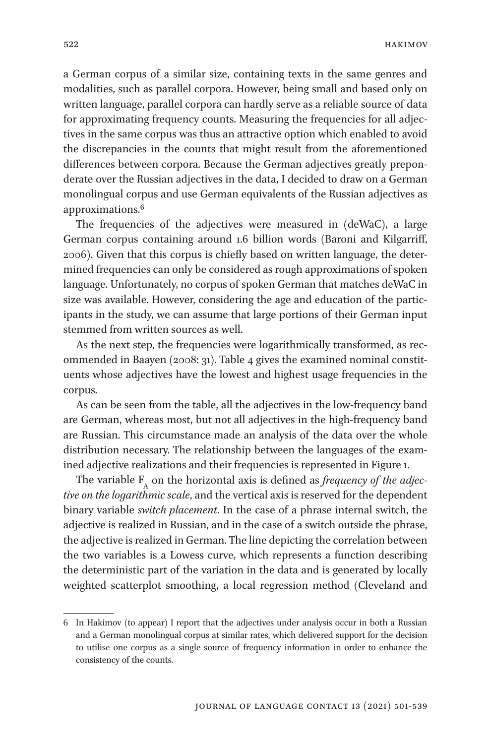a German corpus of a similar size, containing texts in the same genres and modalities, such as parallel corpora. However, being small and based only on written language, parallel corpora can hardly serve as a reliable source of data for approximating frequency counts. Measuring the frequencies for all adjectives in the same corpus was thus an attractive option which enabled to avoid the discrepancies in the counts that might result from the aforementioned differences between corpora. Because the German adjectives greatly preponderate over the Russian adjectives in the data, I decided to draw on a German monolingual corpus and use German equivalents of the Russian adjectives as approximations.[6]

The frequencies of the adjectives were measured in (deWaC), a large German corpus containing around 1.6 billion words (Baroni and Kilgarriff, 2006). Given that this corpus is chiefly based on written language, the determined frequencies can only be considered as rough approximations of spoken language. Unfortunately, no corpus of spoken German that matches deWaC in size was available. However, considering the age and education of the participants in the study, we can assume that large portions of their German input stemmed from written sources as well.

As the next step, the frequencies were logarithmically transformed, as recommended in Baayen (2008: 31). Table 4 gives the examined nominal constituents whose adjectives have the lowest and highest usage frequencies in the corpus.

As can be seen from the table, all the adjectives in the low-frequency band are German, whereas most, but not all adjectives in the high-frequency band are Russian. This circumstance made an analysis of the data over the whole distribution necessary. The relationship between the languages of the examined adjective realizations and their frequencies is represented in Figure 1.

The variable $F_A$ on the horizontal axis is defined as *frequency of the adjective on the logarithmic scale*, and the vertical axis is reserved for the dependent binary variable *switch placement*. In the case of a phrase internal switch, the adjective is realized in Russian, and in the case of a switch outside the phrase, the adjective is realized in German. The line depicting the correlation between the two variables is a Lowess curve, which represents a function describing the deterministic part of the variation in the data and is generated by locally weighted scatterplot smoothing, a local regression method (Cleveland and

6 In Hakimov (to appear) I report that the adjectives under analysis occur in both a Russian and a German monolingual corpus at similar rates, which delivered support for the decision to utilise one corpus as a single source of frequency information in order to enhance the consistency of the counts.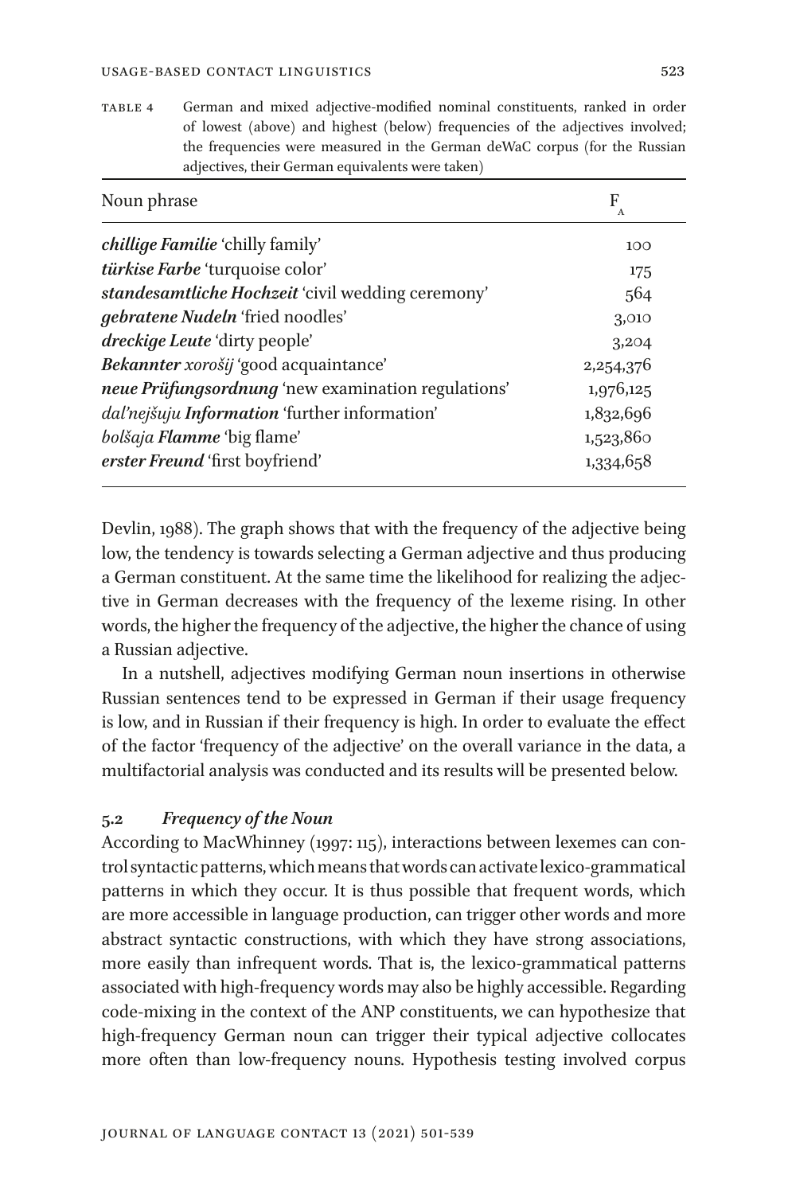TABLE 4 German and mixed adjective-modified nominal constituents, ranked in order of lowest (above) and highest (below) frequencies of the adjectives involved; the frequencies were measured in the German deWaC corpus (for the Russian adjectives, their German equivalents were taken)

| Noun phrase | $F_A$ |
|---|---|
| ***chillige Familie*** 'chilly family' | 100 |
| ***türkise Farbe*** 'turquoise color' | 175 |
| ***standesamtliche Hochzeit*** 'civil wedding ceremony' | 564 |
| ***gebratene Nudeln*** 'fried noodles' | 3,010 |
| ***dreckige Leute*** 'dirty people' | 3,204 |
| ***Bekannter*** *xorošij* 'good acquaintance' | 2,254,376 |
| ***neue Prüfungsordnung*** 'new examination regulations' | 1,976,125 |
| *dal'nejšuju* ***Information*** 'further information' | 1,832,696 |
| *bol'šaja* ***Flamme*** 'big flame' | 1,523,860 |
| ***erster Freund*** 'first boyfriend' | 1,334,658 |

Devlin, 1988). The graph shows that with the frequency of the adjective being low, the tendency is towards selecting a German adjective and thus producing a German constituent. At the same time the likelihood for realizing the adjective in German decreases with the frequency of the lexeme rising. In other words, the higher the frequency of the adjective, the higher the chance of using a Russian adjective.

In a nutshell, adjectives modifying German noun insertions in otherwise Russian sentences tend to be expressed in German if their usage frequency is low, and in Russian if their frequency is high. In order to evaluate the effect of the factor 'frequency of the adjective' on the overall variance in the data, a multifactorial analysis was conducted and its results will be presented below.

### 5.2 *Frequency of the Noun*

According to MacWhinney (1997: 115), interactions between lexemes can control syntactic patterns, which means that words can activate lexico-grammatical patterns in which they occur. It is thus possible that frequent words, which are more accessible in language production, can trigger other words and more abstract syntactic constructions, with which they have strong associations, more easily than infrequent words. That is, the lexico-grammatical patterns associated with high-frequency words may also be highly accessible. Regarding code-mixing in the context of the ANP constituents, we can hypothesize that high-frequency German noun can trigger their typical adjective collocates more often than low-frequency nouns. Hypothesis testing involved corpus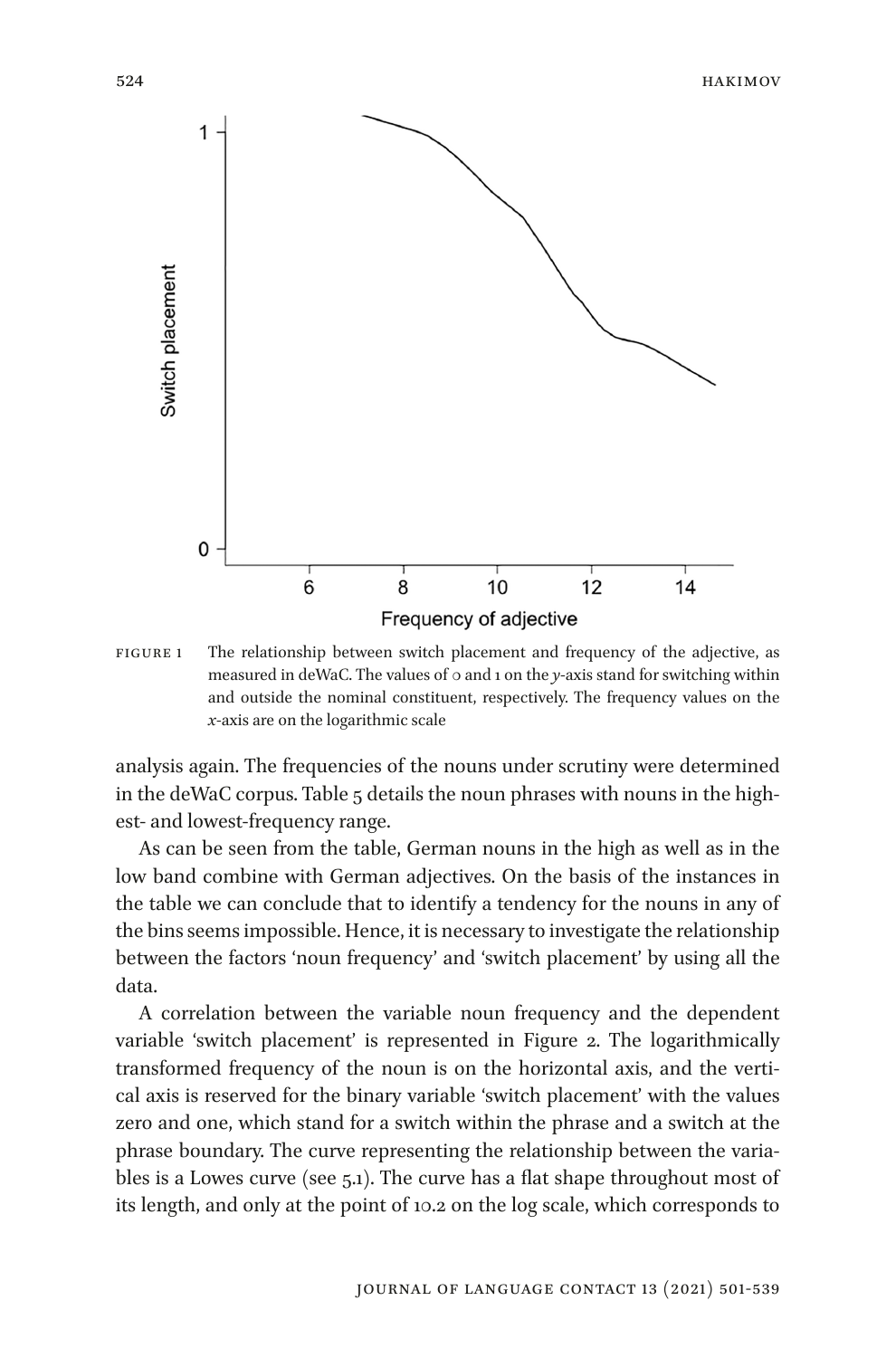FIGURE 1 The relationship between switch placement and frequency of the adjective, as measured in deWaC. The values of 0 and 1 on the *y*-axis stand for switching within and outside the nominal constituent, respectively. The frequency values on the *x*-axis are on the logarithmic scale

analysis again. The frequencies of the nouns under scrutiny were determined in the deWaC corpus. Table 5 details the noun phrases with nouns in the highest- and lowest-frequency range.

As can be seen from the table, German nouns in the high as well as in the low band combine with German adjectives. On the basis of the instances in the table we can conclude that to identify a tendency for the nouns in any of the bins seems impossible. Hence, it is necessary to investigate the relationship between the factors 'noun frequency' and 'switch placement' by using all the data.

A correlation between the variable noun frequency and the dependent variable 'switch placement' is represented in Figure 2. The logarithmically transformed frequency of the noun is on the horizontal axis, and the vertical axis is reserved for the binary variable 'switch placement' with the values zero and one, which stand for a switch within the phrase and a switch at the phrase boundary. The curve representing the relationship between the variables is a Lowes curve (see 5.1). The curve has a flat shape throughout most of its length, and only at the point of 10.2 on the log scale, which corresponds to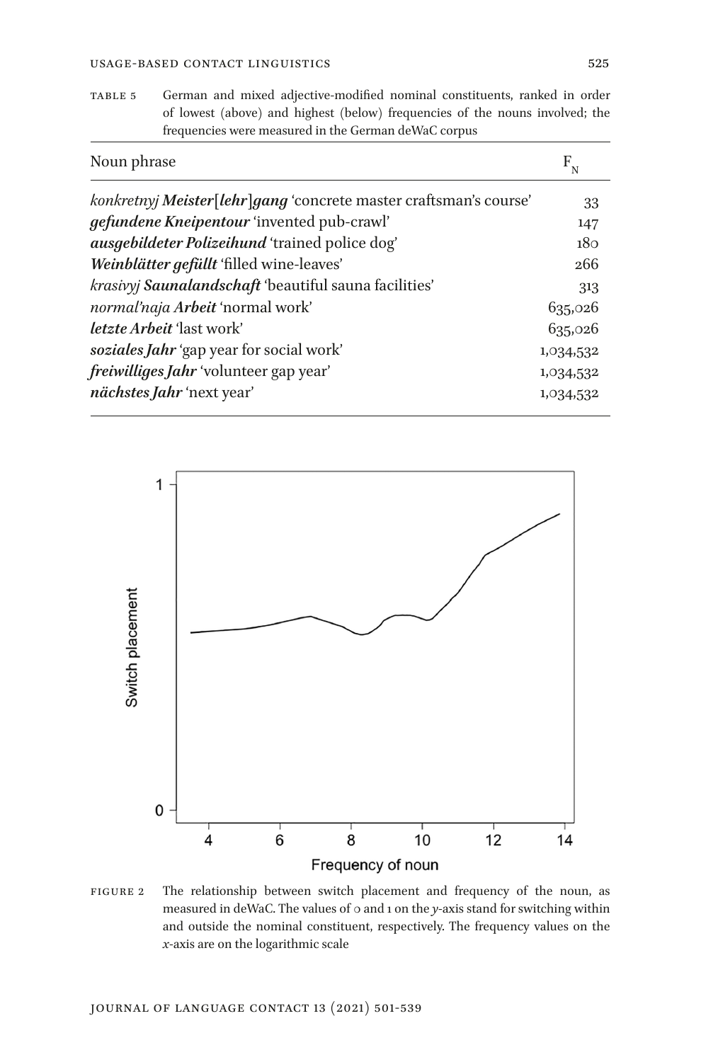TABLE 5 German and mixed adjective-modified nominal constituents, ranked in order of lowest (above) and highest (below) frequencies of the nouns involved; the frequencies were measured in the German deWaC corpus

| Noun phrase | $F_N$ |
|---|---|
| *konkretnyj* ***Meister[lehr]gang*** 'concrete master craftsman's course' | 33 |
| ***gefundene Kneipentour*** 'invented pub-crawl' | 147 |
| ***ausgebildeter Polizeihund*** 'trained police dog' | 180 |
| ***Weinblätter gefüllt*** 'filled wine-leaves' | 266 |
| *krasivyj* ***Saunalandschaft*** 'beautiful sauna facilities' | 313 |
| *normal'naja* ***Arbeit*** 'normal work' | 635,026 |
| ***letzte Arbeit*** 'last work' | 635,026 |
| ***soziales Jahr*** 'gap year for social work' | 1,034,532 |
| ***freiwilliges Jahr*** 'volunteer gap year' | 1,034,532 |
| ***nächstes Jahr*** 'next year' | 1,034,532 |

FIGURE 2 The relationship between switch placement and frequency of the noun, as measured in deWaC. The values of 0 and 1 on the *y*-axis stand for switching within and outside the nominal constituent, respectively. The frequency values on the *x*-axis are on the logarithmic scale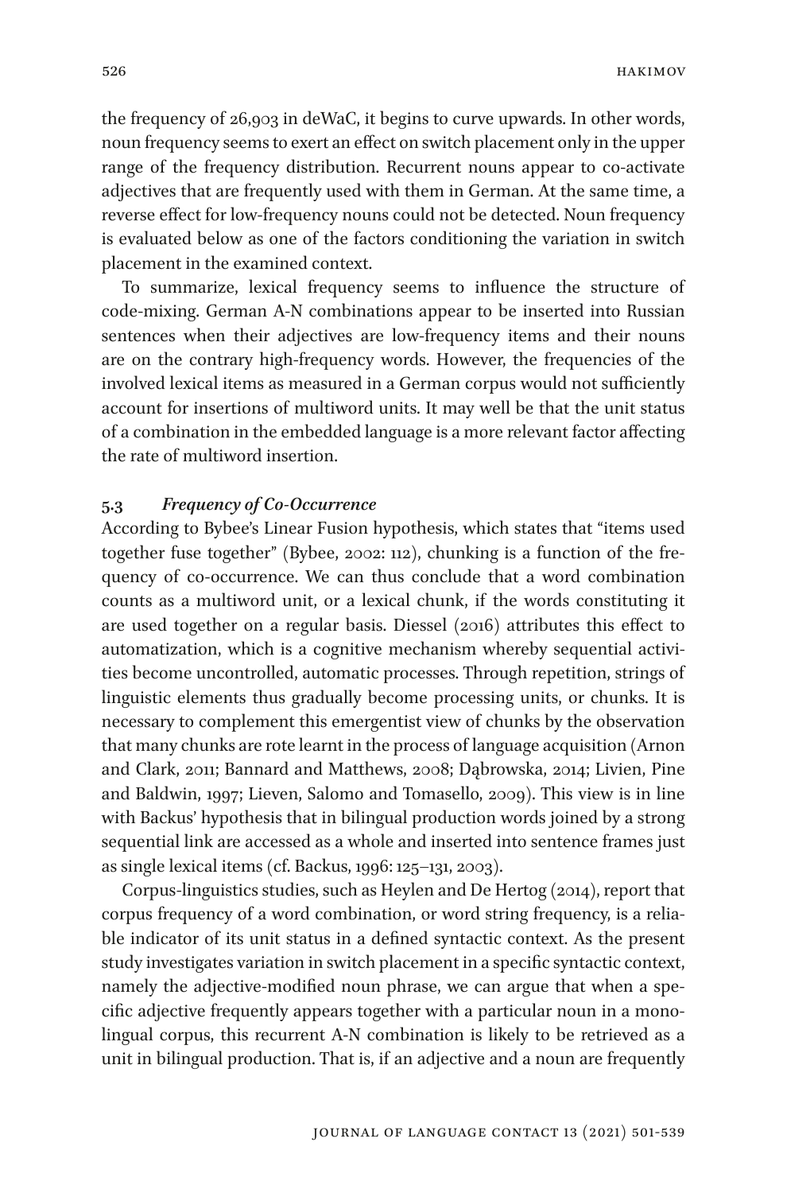the frequency of 26,903 in deWaC, it begins to curve upwards. In other words, noun frequency seems to exert an effect on switch placement only in the upper range of the frequency distribution. Recurrent nouns appear to co-activate adjectives that are frequently used with them in German. At the same time, a reverse effect for low-frequency nouns could not be detected. Noun frequency is evaluated below as one of the factors conditioning the variation in switch placement in the examined context.

To summarize, lexical frequency seems to influence the structure of code-mixing. German A-N combinations appear to be inserted into Russian sentences when their adjectives are low-frequency items and their nouns are on the contrary high-frequency words. However, the frequencies of the involved lexical items as measured in a German corpus would not sufficiently account for insertions of multiword units. It may well be that the unit status of a combination in the embedded language is a more relevant factor affecting the rate of multiword insertion.

### 5.3 *Frequency of Co-Occurrence*

According to Bybee's Linear Fusion hypothesis, which states that "items used together fuse together" (Bybee, 2002: 112), chunking is a function of the frequency of co-occurrence. We can thus conclude that a word combination counts as a multiword unit, or a lexical chunk, if the words constituting it are used together on a regular basis. Diessel (2016) attributes this effect to automatization, which is a cognitive mechanism whereby sequential activities become uncontrolled, automatic processes. Through repetition, strings of linguistic elements thus gradually become processing units, or chunks. It is necessary to complement this emergentist view of chunks by the observation that many chunks are rote learnt in the process of language acquisition (Arnon and Clark, 2011; Bannard and Matthews, 2008; Dąbrowska, 2014; Livien, Pine and Baldwin, 1997; Lieven, Salomo and Tomasello, 2009). This view is in line with Backus' hypothesis that in bilingual production words joined by a strong sequential link are accessed as a whole and inserted into sentence frames just as single lexical items (cf. Backus, 1996: 125–131, 2003).

Corpus-linguistics studies, such as Heylen and De Hertog (2014), report that corpus frequency of a word combination, or word string frequency, is a reliable indicator of its unit status in a defined syntactic context. As the present study investigates variation in switch placement in a specific syntactic context, namely the adjective-modified noun phrase, we can argue that when a specific adjective frequently appears together with a particular noun in a monolingual corpus, this recurrent A-N combination is likely to be retrieved as a unit in bilingual production. That is, if an adjective and a noun are frequently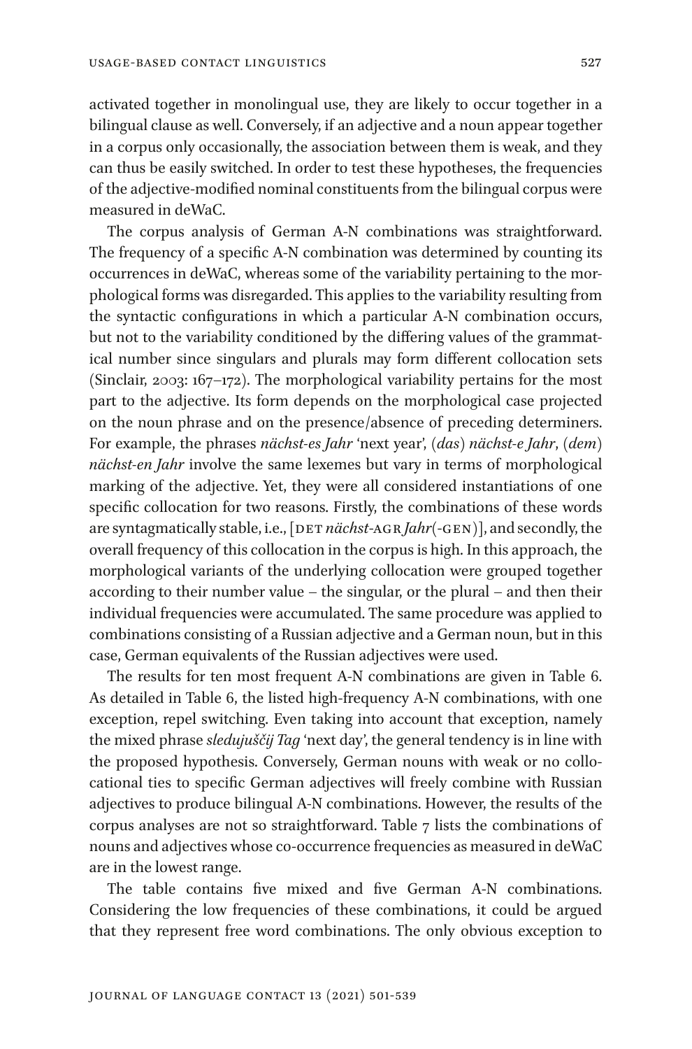activated together in monolingual use, they are likely to occur together in a bilingual clause as well. Conversely, if an adjective and a noun appear together in a corpus only occasionally, the association between them is weak, and they can thus be easily switched. In order to test these hypotheses, the frequencies of the adjective-modified nominal constituents from the bilingual corpus were measured in deWaC.

The corpus analysis of German A-N combinations was straightforward. The frequency of a specific A-N combination was determined by counting its occurrences in deWaC, whereas some of the variability pertaining to the morphological forms was disregarded. This applies to the variability resulting from the syntactic configurations in which a particular A-N combination occurs, but not to the variability conditioned by the differing values of the grammatical number since singulars and plurals may form different collocation sets (Sinclair, 2003: 167–172). The morphological variability pertains for the most part to the adjective. Its form depends on the morphological case projected on the noun phrase and on the presence/absence of preceding determiners. For example, the phrases *nächst-es Jahr* 'next year', (*das*) *nächst-e Jahr*, (*dem*) *nächst-en Jahr* involve the same lexemes but vary in terms of morphological marking of the adjective. Yet, they were all considered instantiations of one specific collocation for two reasons. Firstly, the combinations of these words are syntagmatically stable, i.e., [DET *nächst*-AGR *Jahr*(-GEN)], and secondly, the overall frequency of this collocation in the corpus is high. In this approach, the morphological variants of the underlying collocation were grouped together according to their number value – the singular, or the plural – and then their individual frequencies were accumulated. The same procedure was applied to combinations consisting of a Russian adjective and a German noun, but in this case, German equivalents of the Russian adjectives were used.

The results for ten most frequent A-N combinations are given in Table 6. As detailed in Table 6, the listed high-frequency A-N combinations, with one exception, repel switching. Even taking into account that exception, namely the mixed phrase *sledujuščij Tag* 'next day', the general tendency is in line with the proposed hypothesis. Conversely, German nouns with weak or no collocational ties to specific German adjectives will freely combine with Russian adjectives to produce bilingual A-N combinations. However, the results of the corpus analyses are not so straightforward. Table 7 lists the combinations of nouns and adjectives whose co-occurrence frequencies as measured in deWaC are in the lowest range.

The table contains five mixed and five German A-N combinations. Considering the low frequencies of these combinations, it could be argued that they represent free word combinations. The only obvious exception to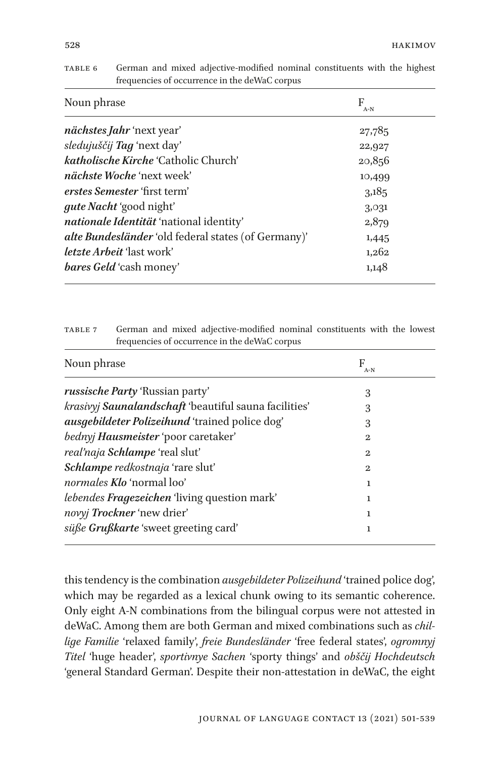TABLE 6 German and mixed adjective-modified nominal constituents with the highest frequencies of occurrence in the deWaC corpus

| Noun phrase | $F_{A\text{-}N}$ |
|---|---|
| ***nächstes Jahr*** 'next year' | 27,785 |
| *sledujuščij* ***Tag*** 'next day' | 22,927 |
| ***katholische Kirche*** 'Catholic Church' | 20,856 |
| ***nächste Woche*** 'next week' | 10,499 |
| ***erstes Semester*** 'first term' | 3,185 |
| ***gute Nacht*** 'good night' | 3,031 |
| ***nationale Identität*** 'national identity' | 2,879 |
| ***alte Bundesländer*** 'old federal states (of Germany)' | 1,445 |
| ***letzte Arbeit*** 'last work' | 1,262 |
| ***bares Geld*** 'cash money' | 1,148 |

TABLE 7 German and mixed adjective-modified nominal constituents with the lowest frequencies of occurrence in the deWaC corpus

| Noun phrase | $F_{A\text{-}N}$ |
|---|---|
| ***russische Party*** 'Russian party' | 3 |
| *krasivyj* ***Saunalandschaft*** 'beautiful sauna facilities' | 3 |
| ***ausgebildeter Polizeihund*** 'trained police dog' | 3 |
| *bednyj* ***Hausmeister*** 'poor caretaker' | 2 |
| *real'naja* ***Schlampe*** 'real slut' | 2 |
| ***Schlampe*** *redkostnaja* 'rare slut' | 2 |
| *normales* ***Klo*** 'normal loo' | 1 |
| *lebendes* ***Fragezeichen*** 'living question mark' | 1 |
| *novyj* ***Trockner*** 'new drier' | 1 |
| *süße* ***Grußkarte*** 'sweet greeting card' | 1 |

this tendency is the combination *ausgebildeter Polizeihund* 'trained police dog', which may be regarded as a lexical chunk owing to its semantic coherence. Only eight A-N combinations from the bilingual corpus were not attested in deWaC. Among them are both German and mixed combinations such as *chillige Familie* 'relaxed family', *freie Bundesländer* 'free federal states', *ogromnyj Titel* 'huge header', *sportivnye Sachen* 'sporty things' and *obščij Hochdeutsch* 'general Standard German'. Despite their non-attestation in deWaC, the eight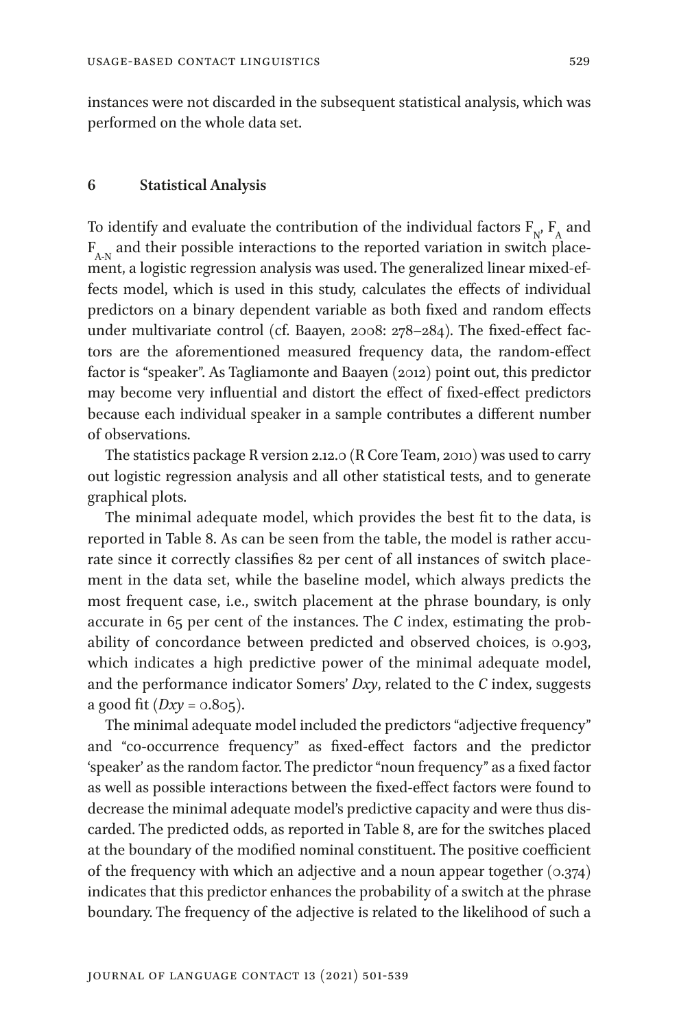instances were not discarded in the subsequent statistical analysis, which was performed on the whole data set.

## 6 Statistical Analysis

To identify and evaluate the contribution of the individual factors $F_N$, $F_A$ and $F_{A\text{-}N}$ and their possible interactions to the reported variation in switch placement, a logistic regression analysis was used. The generalized linear mixed-effects model, which is used in this study, calculates the effects of individual predictors on a binary dependent variable as both fixed and random effects under multivariate control (cf. Baayen, 2008: 278–284). The fixed-effect factors are the aforementioned measured frequency data, the random-effect factor is "speaker". As Tagliamonte and Baayen (2012) point out, this predictor may become very influential and distort the effect of fixed-effect predictors because each individual speaker in a sample contributes a different number of observations.

The statistics package R version 2.12.0 (R Core Team, 2010) was used to carry out logistic regression analysis and all other statistical tests, and to generate graphical plots.

The minimal adequate model, which provides the best fit to the data, is reported in Table 8. As can be seen from the table, the model is rather accurate since it correctly classifies 82 per cent of all instances of switch placement in the data set, while the baseline model, which always predicts the most frequent case, i.e., switch placement at the phrase boundary, is only accurate in 65 per cent of the instances. The *C* index, estimating the probability of concordance between predicted and observed choices, is 0.903, which indicates a high predictive power of the minimal adequate model, and the performance indicator Somers' *Dxy*, related to the *C* index, suggests a good fit (*Dxy* = 0.805).

The minimal adequate model included the predictors "adjective frequency" and "co-occurrence frequency" as fixed-effect factors and the predictor 'speaker' as the random factor. The predictor "noun frequency" as a fixed factor as well as possible interactions between the fixed-effect factors were found to decrease the minimal adequate model's predictive capacity and were thus discarded. The predicted odds, as reported in Table 8, are for the switches placed at the boundary of the modified nominal constituent. The positive coefficient of the frequency with which an adjective and a noun appear together (0.374) indicates that this predictor enhances the probability of a switch at the phrase boundary. The frequency of the adjective is related to the likelihood of such a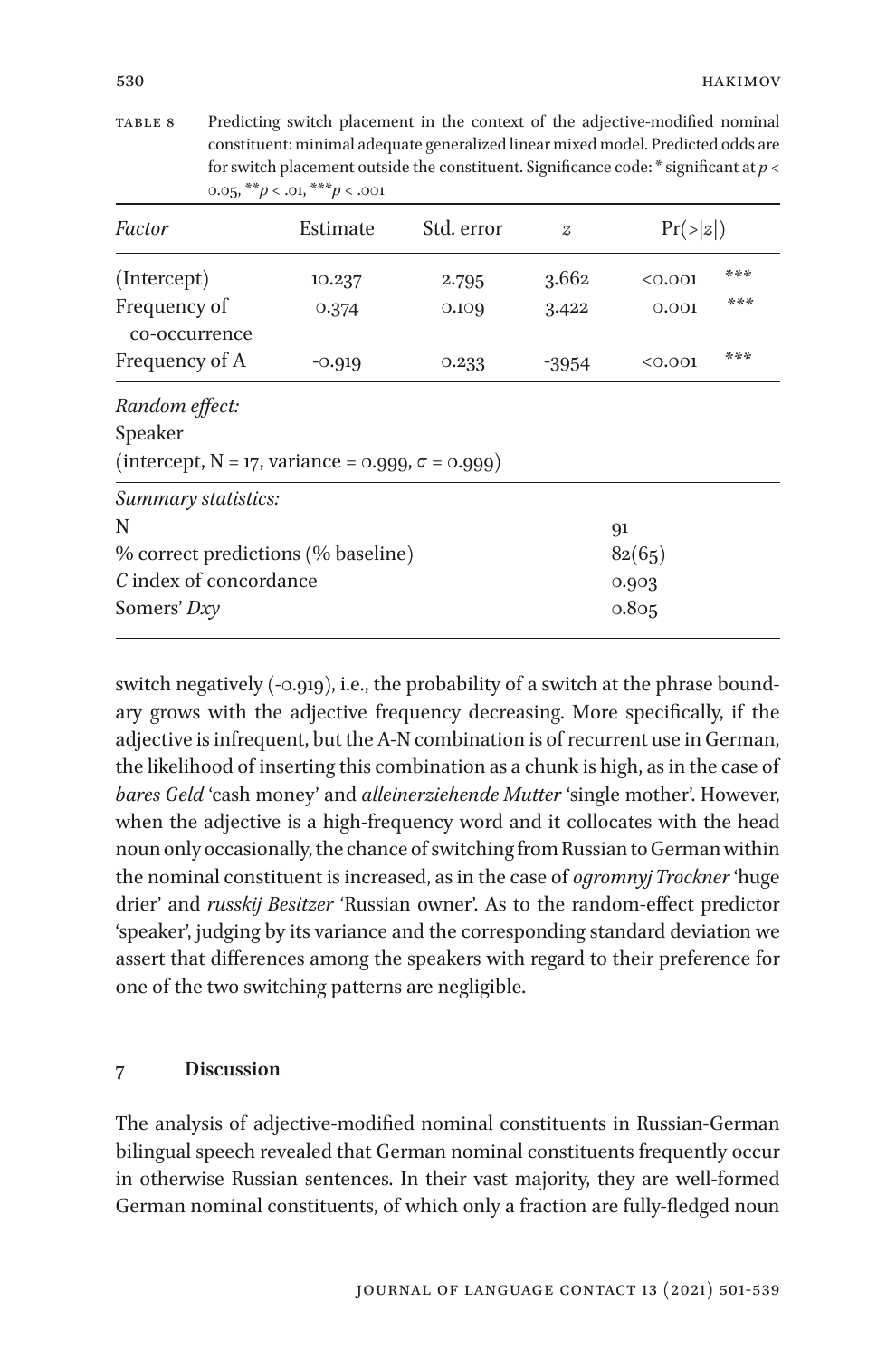TABLE 8 Predicting switch placement in the context of the adjective-modified nominal constituent: minimal adequate generalized linear mixed model. Predicted odds are for switch placement outside the constituent. Significance code: * significant at $p < 0.05$, ** $p < .01$, *** $p < .001$

| *Factor* | Estimate | Std. error | *z* | Pr(>\|*z*\|) | |
|---|---|---|---|---|---|
| (Intercept) | 10.237 | 2.795 | 3.662 | <0.001 | *** |
| Frequency of co-occurrence | 0.374 | 0.109 | 3.422 | 0.001 | *** |
| Frequency of A | -0.919 | 0.233 | -3954 | <0.001 | *** |
| *Random effect:* | | | | | |
| Speaker | | | | | |
| (intercept, N = 17, variance = 0.999, σ = 0.999) | | | | | |
| *Summary statistics:* | | | | | |
| N | | | | 91 | |
| % correct predictions (% baseline) | | | | 82(65) | |
| *C* index of concordance | | | | 0.903 | |
| Somers' *Dxy* | | | | 0.805 | |

switch negatively (-0.919), i.e., the probability of a switch at the phrase boundary grows with the adjective frequency decreasing. More specifically, if the adjective is infrequent, but the A-N combination is of recurrent use in German, the likelihood of inserting this combination as a chunk is high, as in the case of *bares Geld* 'cash money' and *alleinerziehende Mutter* 'single mother'. However, when the adjective is a high-frequency word and it collocates with the head noun only occasionally, the chance of switching from Russian to German within the nominal constituent is increased, as in the case of *ogromnyj Trockner* 'huge drier' and *russkij Besitzer* 'Russian owner'. As to the random-effect predictor 'speaker', judging by its variance and the corresponding standard deviation we assert that differences among the speakers with regard to their preference for one of the two switching patterns are negligible.

## 7 Discussion

The analysis of adjective-modified nominal constituents in Russian-German bilingual speech revealed that German nominal constituents frequently occur in otherwise Russian sentences. In their vast majority, they are well-formed German nominal constituents, of which only a fraction are fully-fledged noun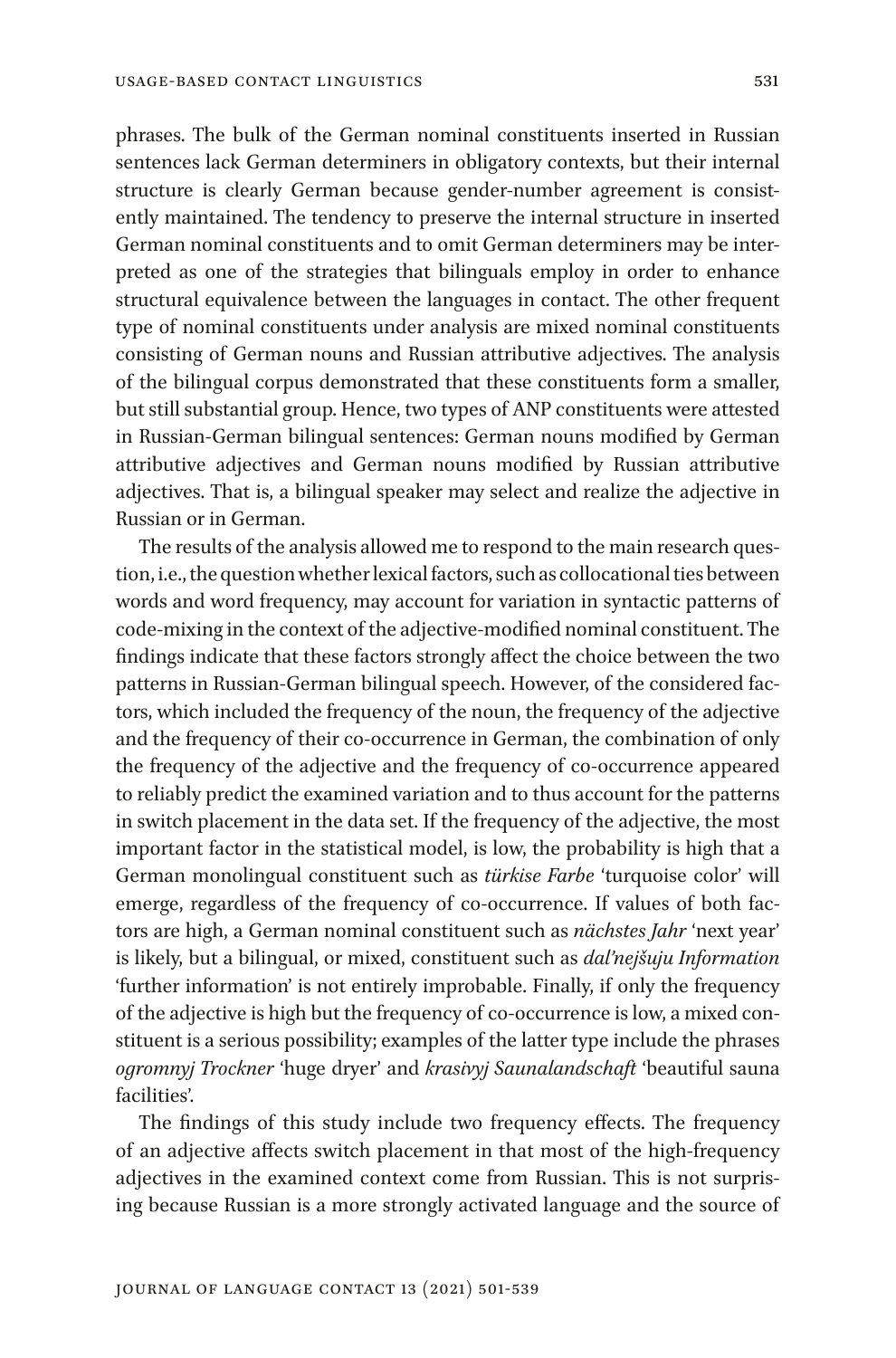phrases. The bulk of the German nominal constituents inserted in Russian sentences lack German determiners in obligatory contexts, but their internal structure is clearly German because gender-number agreement is consistently maintained. The tendency to preserve the internal structure in inserted German nominal constituents and to omit German determiners may be interpreted as one of the strategies that bilinguals employ in order to enhance structural equivalence between the languages in contact. The other frequent type of nominal constituents under analysis are mixed nominal constituents consisting of German nouns and Russian attributive adjectives. The analysis of the bilingual corpus demonstrated that these constituents form a smaller, but still substantial group. Hence, two types of ANP constituents were attested in Russian-German bilingual sentences: German nouns modified by German attributive adjectives and German nouns modified by Russian attributive adjectives. That is, a bilingual speaker may select and realize the adjective in Russian or in German.

The results of the analysis allowed me to respond to the main research question, i.e., the question whether lexical factors, such as collocational ties between words and word frequency, may account for variation in syntactic patterns of code-mixing in the context of the adjective-modified nominal constituent. The findings indicate that these factors strongly affect the choice between the two patterns in Russian-German bilingual speech. However, of the considered factors, which included the frequency of the noun, the frequency of the adjective and the frequency of their co-occurrence in German, the combination of only the frequency of the adjective and the frequency of co-occurrence appeared to reliably predict the examined variation and to thus account for the patterns in switch placement in the data set. If the frequency of the adjective, the most important factor in the statistical model, is low, the probability is high that a German monolingual constituent such as *türkise Farbe* 'turquoise color' will emerge, regardless of the frequency of co-occurrence. If values of both factors are high, a German nominal constituent such as *nächstes Jahr* 'next year' is likely, but a bilingual, or mixed, constituent such as *dal'nejšuju Information* 'further information' is not entirely improbable. Finally, if only the frequency of the adjective is high but the frequency of co-occurrence is low, a mixed constituent is a serious possibility; examples of the latter type include the phrases *ogromnyj Trockner* 'huge dryer' and *krasivyj Saunalandschaft* 'beautiful sauna facilities'.

The findings of this study include two frequency effects. The frequency of an adjective affects switch placement in that most of the high-frequency adjectives in the examined context come from Russian. This is not surprising because Russian is a more strongly activated language and the source of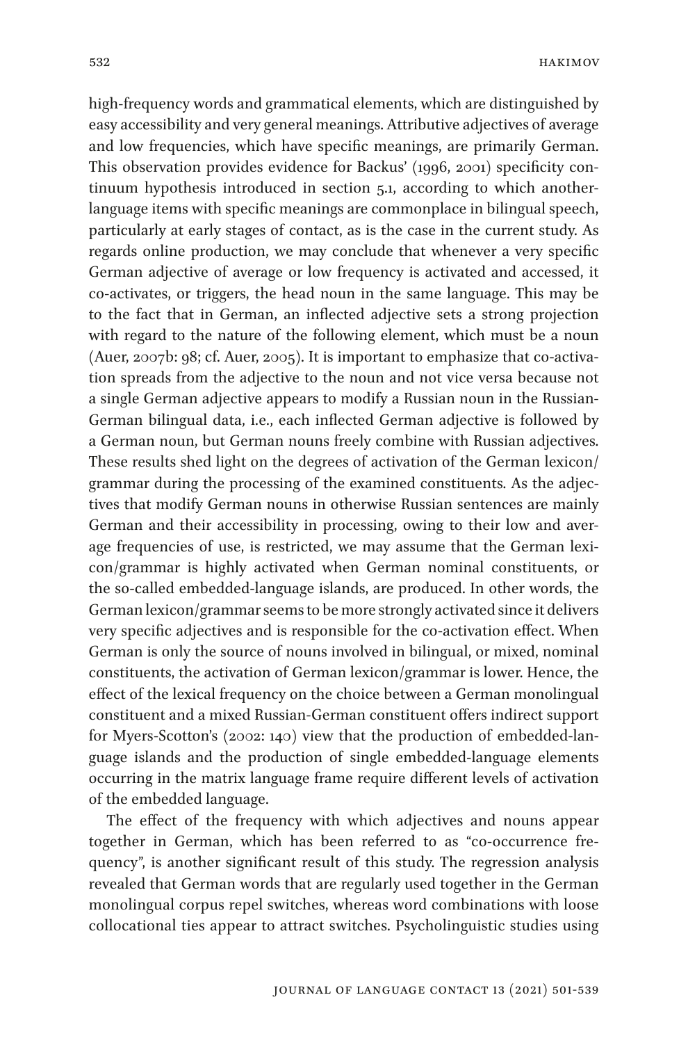high-frequency words and grammatical elements, which are distinguished by easy accessibility and very general meanings. Attributive adjectives of average and low frequencies, which have specific meanings, are primarily German. This observation provides evidence for Backus' (1996, 2001) specificity continuum hypothesis introduced in section 5.1, according to which another-language items with specific meanings are commonplace in bilingual speech, particularly at early stages of contact, as is the case in the current study. As regards online production, we may conclude that whenever a very specific German adjective of average or low frequency is activated and accessed, it co-activates, or triggers, the head noun in the same language. This may be to the fact that in German, an inflected adjective sets a strong projection with regard to the nature of the following element, which must be a noun (Auer, 2007b: 98; cf. Auer, 2005). It is important to emphasize that co-activation spreads from the adjective to the noun and not vice versa because not a single German adjective appears to modify a Russian noun in the Russian-German bilingual data, i.e., each inflected German adjective is followed by a German noun, but German nouns freely combine with Russian adjectives. These results shed light on the degrees of activation of the German lexicon/grammar during the processing of the examined constituents. As the adjectives that modify German nouns in otherwise Russian sentences are mainly German and their accessibility in processing, owing to their low and average frequencies of use, is restricted, we may assume that the German lexicon/grammar is highly activated when German nominal constituents, or the so-called embedded-language islands, are produced. In other words, the German lexicon/grammar seems to be more strongly activated since it delivers very specific adjectives and is responsible for the co-activation effect. When German is only the source of nouns involved in bilingual, or mixed, nominal constituents, the activation of German lexicon/grammar is lower. Hence, the effect of the lexical frequency on the choice between a German monolingual constituent and a mixed Russian-German constituent offers indirect support for Myers-Scotton's (2002: 140) view that the production of embedded-language islands and the production of single embedded-language elements occurring in the matrix language frame require different levels of activation of the embedded language.

The effect of the frequency with which adjectives and nouns appear together in German, which has been referred to as "co-occurrence frequency", is another significant result of this study. The regression analysis revealed that German words that are regularly used together in the German monolingual corpus repel switches, whereas word combinations with loose collocational ties appear to attract switches. Psycholinguistic studies using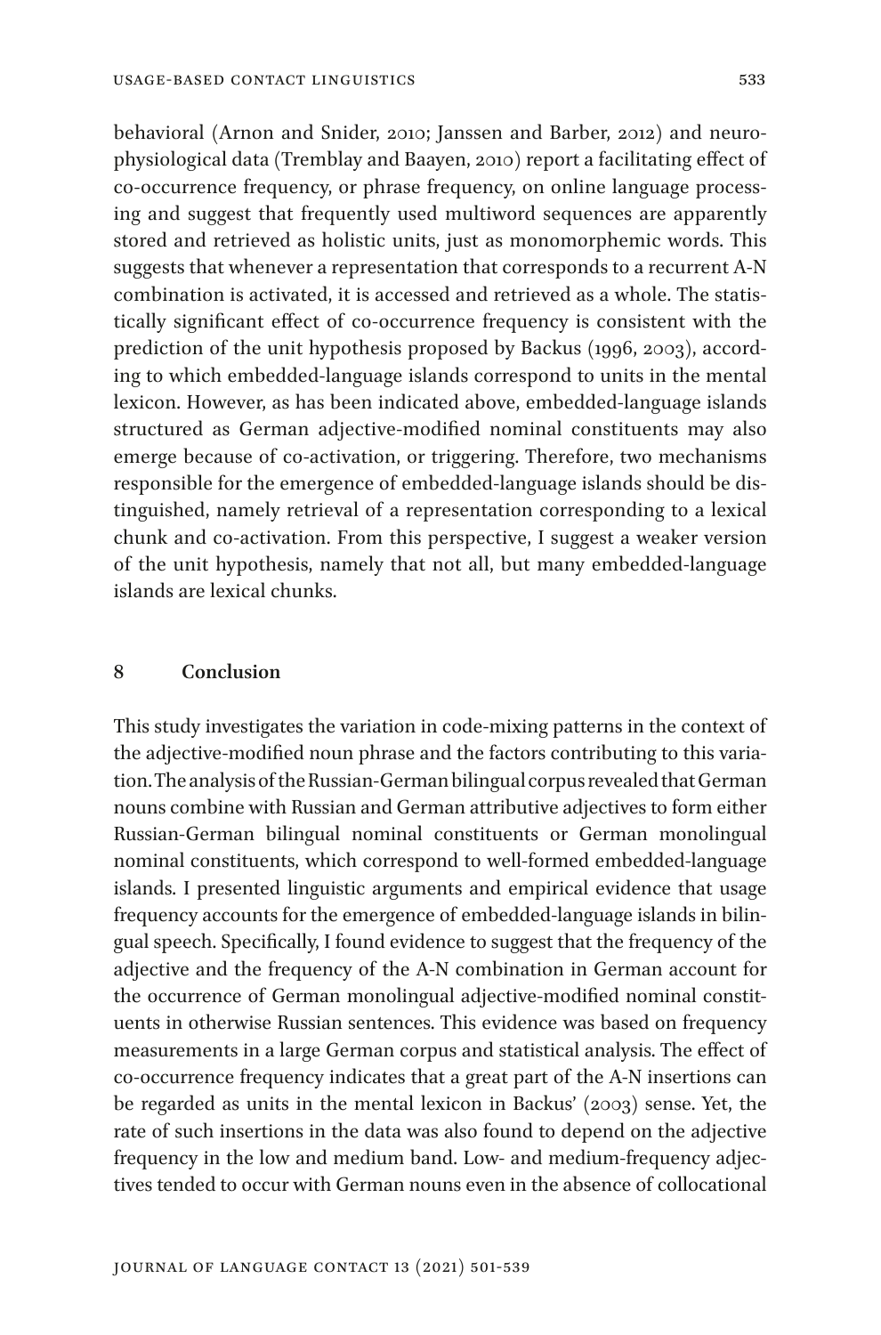behavioral (Arnon and Snider, 2010; Janssen and Barber, 2012) and neurophysiological data (Tremblay and Baayen, 2010) report a facilitating effect of co-occurrence frequency, or phrase frequency, on online language processing and suggest that frequently used multiword sequences are apparently stored and retrieved as holistic units, just as monomorphemic words. This suggests that whenever a representation that corresponds to a recurrent A-N combination is activated, it is accessed and retrieved as a whole. The statistically significant effect of co-occurrence frequency is consistent with the prediction of the unit hypothesis proposed by Backus (1996, 2003), according to which embedded-language islands correspond to units in the mental lexicon. However, as has been indicated above, embedded-language islands structured as German adjective-modified nominal constituents may also emerge because of co-activation, or triggering. Therefore, two mechanisms responsible for the emergence of embedded-language islands should be distinguished, namely retrieval of a representation corresponding to a lexical chunk and co-activation. From this perspective, I suggest a weaker version of the unit hypothesis, namely that not all, but many embedded-language islands are lexical chunks.

## 8 Conclusion

This study investigates the variation in code-mixing patterns in the context of the adjective-modified noun phrase and the factors contributing to this variation. The analysis of the Russian-German bilingual corpus revealed that German nouns combine with Russian and German attributive adjectives to form either Russian-German bilingual nominal constituents or German monolingual nominal constituents, which correspond to well-formed embedded-language islands. I presented linguistic arguments and empirical evidence that usage frequency accounts for the emergence of embedded-language islands in bilingual speech. Specifically, I found evidence to suggest that the frequency of the adjective and the frequency of the A-N combination in German account for the occurrence of German monolingual adjective-modified nominal constituents in otherwise Russian sentences. This evidence was based on frequency measurements in a large German corpus and statistical analysis. The effect of co-occurrence frequency indicates that a great part of the A-N insertions can be regarded as units in the mental lexicon in Backus' (2003) sense. Yet, the rate of such insertions in the data was also found to depend on the adjective frequency in the low and medium band. Low- and medium-frequency adjectives tended to occur with German nouns even in the absence of collocational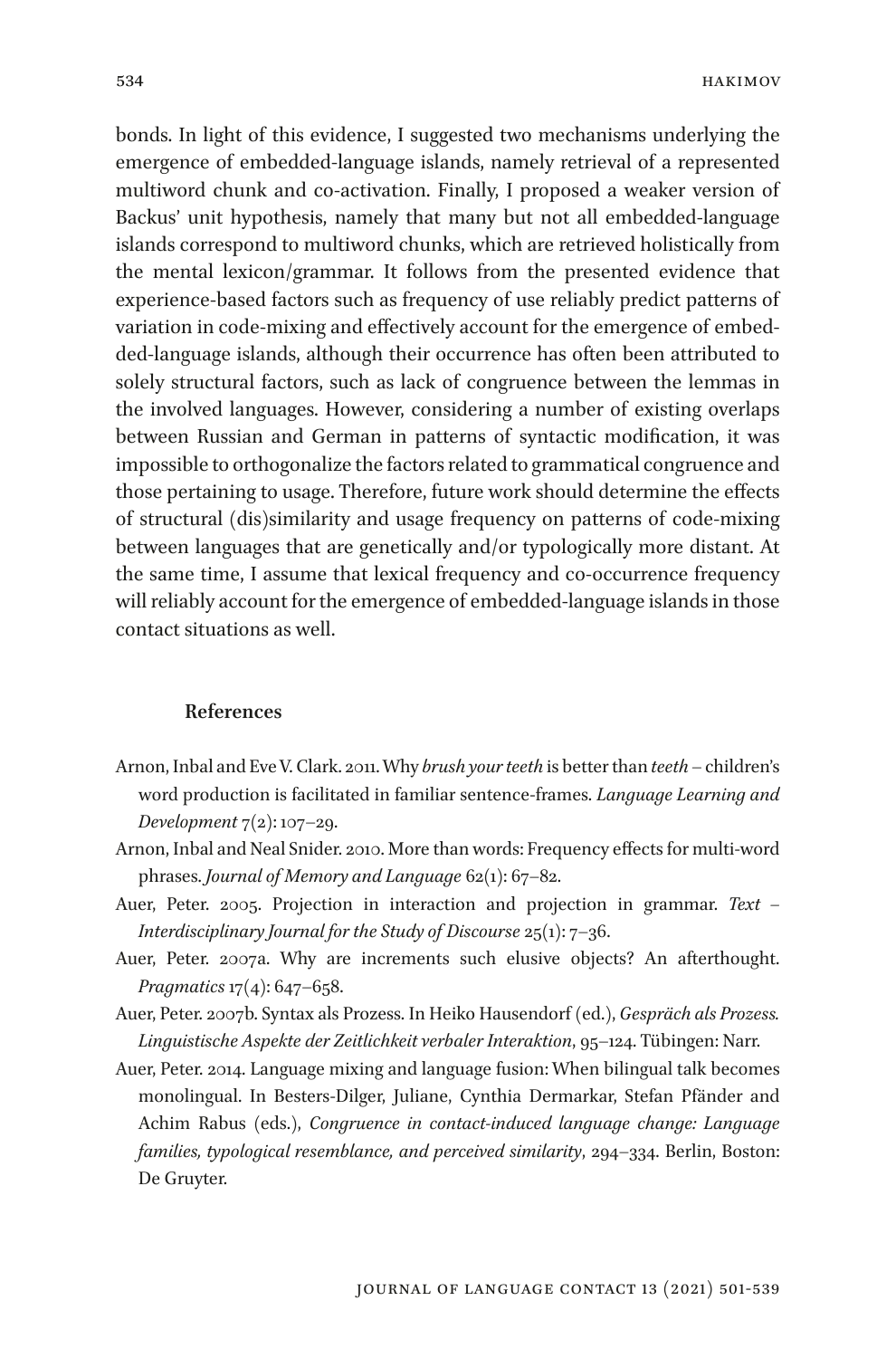bonds. In light of this evidence, I suggested two mechanisms underlying the emergence of embedded-language islands, namely retrieval of a represented multiword chunk and co-activation. Finally, I proposed a weaker version of Backus' unit hypothesis, namely that many but not all embedded-language islands correspond to multiword chunks, which are retrieved holistically from the mental lexicon/grammar. It follows from the presented evidence that experience-based factors such as frequency of use reliably predict patterns of variation in code-mixing and effectively account for the emergence of embedded-language islands, although their occurrence has often been attributed to solely structural factors, such as lack of congruence between the lemmas in the involved languages. However, considering a number of existing overlaps between Russian and German in patterns of syntactic modification, it was impossible to orthogonalize the factors related to grammatical congruence and those pertaining to usage. Therefore, future work should determine the effects of structural (dis)similarity and usage frequency on patterns of code-mixing between languages that are genetically and/or typologically more distant. At the same time, I assume that lexical frequency and co-occurrence frequency will reliably account for the emergence of embedded-language islands in those contact situations as well.

## References

Arnon, Inbal and Eve V. Clark. 2011. Why *brush your teeth* is better than *teeth* – children's word production is facilitated in familiar sentence-frames. *Language Learning and Development* 7(2): 107–29.

Arnon, Inbal and Neal Snider. 2010. More than words: Frequency effects for multi-word phrases. *Journal of Memory and Language* 62(1): 67–82.

Auer, Peter. 2005. Projection in interaction and projection in grammar. *Text – Interdisciplinary Journal for the Study of Discourse* 25(1): 7–36.

Auer, Peter. 2007a. Why are increments such elusive objects? An afterthought. *Pragmatics* 17(4): 647–658.

Auer, Peter. 2007b. Syntax als Prozess. In Heiko Hausendorf (ed.), *Gespräch als Prozess. Linguistische Aspekte der Zeitlichkeit verbaler Interaktion*, 95–124. Tübingen: Narr.

Auer, Peter. 2014. Language mixing and language fusion: When bilingual talk becomes monolingual. In Besters-Dilger, Juliane, Cynthia Dermarkar, Stefan Pfänder and Achim Rabus (eds.), *Congruence in contact-induced language change: Language families, typological resemblance, and perceived similarity*, 294–334. Berlin, Boston: De Gruyter.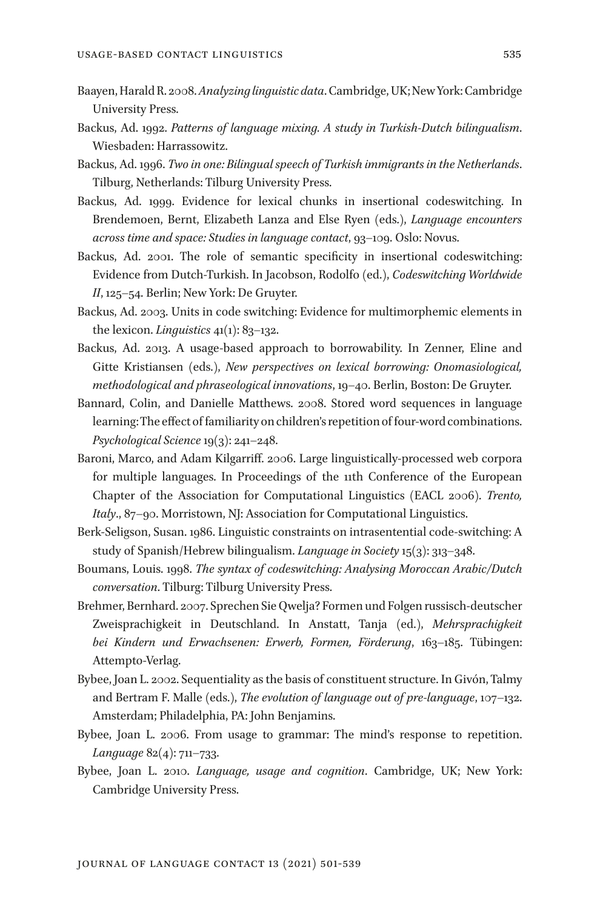Baayen, Harald R. 2008. *Analyzing linguistic data*. Cambridge, UK; New York: Cambridge University Press.

Backus, Ad. 1992. *Patterns of language mixing. A study in Turkish-Dutch bilingualism*. Wiesbaden: Harrassowitz.

Backus, Ad. 1996. *Two in one: Bilingual speech of Turkish immigrants in the Netherlands*. Tilburg, Netherlands: Tilburg University Press.

Backus, Ad. 1999. Evidence for lexical chunks in insertional codeswitching. In Brendemoen, Bernt, Elizabeth Lanza and Else Ryen (eds.), *Language encounters across time and space: Studies in language contact*, 93–109. Oslo: Novus.

Backus, Ad. 2001. The role of semantic specificity in insertional codeswitching: Evidence from Dutch-Turkish. In Jacobson, Rodolfo (ed.), *Codeswitching Worldwide II*, 125–54. Berlin; New York: De Gruyter.

Backus, Ad. 2003. Units in code switching: Evidence for multimorphemic elements in the lexicon. *Linguistics* 41(1): 83–132.

Backus, Ad. 2013. A usage-based approach to borrowability. In Zenner, Eline and Gitte Kristiansen (eds.), *New perspectives on lexical borrowing: Onomasiological, methodological and phraseological innovations*, 19–40. Berlin, Boston: De Gruyter.

Bannard, Colin, and Danielle Matthews. 2008. Stored word sequences in language learning: The effect of familiarity on children's repetition of four-word combinations. *Psychological Science* 19(3): 241–248.

Baroni, Marco, and Adam Kilgarriff. 2006. Large linguistically-processed web corpora for multiple languages. In Proceedings of the 11th Conference of the European Chapter of the Association for Computational Linguistics (EACL 2006). *Trento, Italy*., 87–90. Morristown, NJ: Association for Computational Linguistics.

Berk-Seligson, Susan. 1986. Linguistic constraints on intrasentential code-switching: A study of Spanish/Hebrew bilingualism. *Language in Society* 15(3): 313–348.

Boumans, Louis. 1998. *The syntax of codeswitching: Analysing Moroccan Arabic/Dutch conversation*. Tilburg: Tilburg University Press.

Brehmer, Bernhard. 2007. Sprechen Sie Qwelja? Formen und Folgen russisch-deutscher Zweisprachigkeit in Deutschland. In Anstatt, Tanja (ed.), *Mehrsprachigkeit bei Kindern und Erwachsenen: Erwerb, Formen, Förderung*, 163–185. Tübingen: Attempto-Verlag.

Bybee, Joan L. 2002. Sequentiality as the basis of constituent structure. In Givón, Talmy and Bertram F. Malle (eds.), *The evolution of language out of pre-language*, 107–132. Amsterdam; Philadelphia, PA: John Benjamins.

Bybee, Joan L. 2006. From usage to grammar: The mind's response to repetition. *Language* 82(4): 711–733.

Bybee, Joan L. 2010. *Language, usage and cognition*. Cambridge, UK; New York: Cambridge University Press.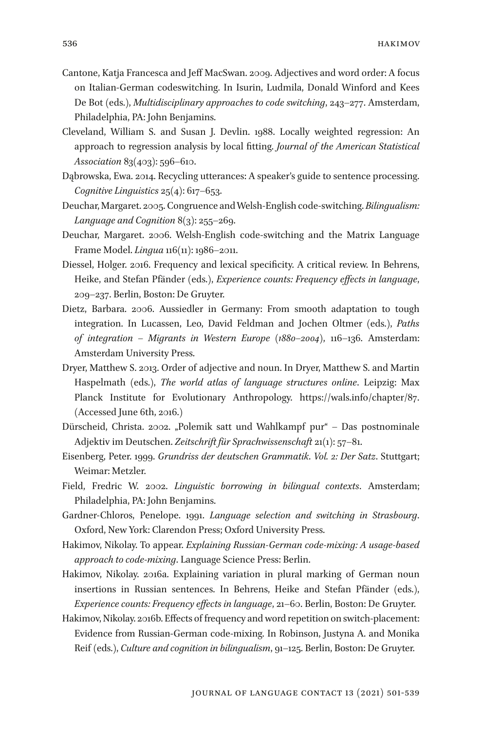Cantone, Katja Francesca and Jeff MacSwan. 2009. Adjectives and word order: A focus on Italian-German codeswitching. In Isurin, Ludmila, Donald Winford and Kees De Bot (eds.), *Multidisciplinary approaches to code switching*, 243–277. Amsterdam, Philadelphia, PA: John Benjamins.

Cleveland, William S. and Susan J. Devlin. 1988. Locally weighted regression: An approach to regression analysis by local fitting. *Journal of the American Statistical Association* 83(403): 596–610.

Dąbrowska, Ewa. 2014. Recycling utterances: A speaker's guide to sentence processing. *Cognitive Linguistics* 25(4): 617–653.

Deuchar, Margaret. 2005. Congruence and Welsh-English code-switching. *Bilingualism: Language and Cognition* 8(3): 255–269.

Deuchar, Margaret. 2006. Welsh-English code-switching and the Matrix Language Frame Model. *Lingua* 116(11): 1986–2011.

Diessel, Holger. 2016. Frequency and lexical specificity. A critical review. In Behrens, Heike, and Stefan Pfänder (eds.), *Experience counts: Frequency effects in language*, 209–237. Berlin, Boston: De Gruyter.

Dietz, Barbara. 2006. Aussiedler in Germany: From smooth adaptation to tough integration. In Lucassen, Leo, David Feldman and Jochen Oltmer (eds.), *Paths of integration – Migrants in Western Europe (1880–2004)*, 116–136. Amsterdam: Amsterdam University Press.

Dryer, Matthew S. 2013. Order of adjective and noun. In Dryer, Matthew S. and Martin Haspelmath (eds.), *The world atlas of language structures online*. Leipzig: Max Planck Institute for Evolutionary Anthropology. https://wals.info/chapter/87. (Accessed June 6th, 2016.)

Dürscheid, Christa. 2002. „Polemik satt und Wahlkampf pur" – Das postnominale Adjektiv im Deutschen. *Zeitschrift für Sprachwissenschaft* 21(1): 57–81.

Eisenberg, Peter. 1999. *Grundriss der deutschen Grammatik. Vol. 2: Der Satz*. Stuttgart; Weimar: Metzler.

Field, Fredric W. 2002. *Linguistic borrowing in bilingual contexts*. Amsterdam; Philadelphia, PA: John Benjamins.

Gardner-Chloros, Penelope. 1991. *Language selection and switching in Strasbourg*. Oxford, New York: Clarendon Press; Oxford University Press.

Hakimov, Nikolay. To appear. *Explaining Russian-German code-mixing: A usage-based approach to code-mixing*. Language Science Press: Berlin.

Hakimov, Nikolay. 2016a. Explaining variation in plural marking of German noun insertions in Russian sentences. In Behrens, Heike and Stefan Pfänder (eds.), *Experience counts: Frequency effects in language*, 21–60. Berlin, Boston: De Gruyter.

Hakimov, Nikolay. 2016b. Effects of frequency and word repetition on switch-placement: Evidence from Russian-German code-mixing. In Robinson, Justyna A. and Monika Reif (eds.), *Culture and cognition in bilingualism*, 91–125. Berlin, Boston: De Gruyter.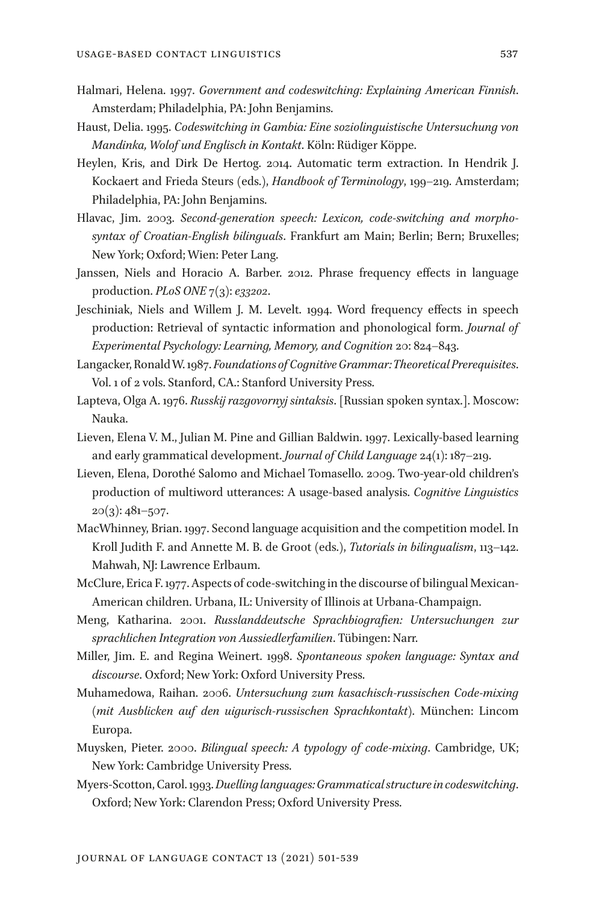Halmari, Helena. 1997. *Government and codeswitching: Explaining American Finnish*. Amsterdam; Philadelphia, PA: John Benjamins.

Haust, Delia. 1995. *Codeswitching in Gambia: Eine soziolinguistische Untersuchung von Mandinka, Wolof und Englisch in Kontakt*. Köln: Rüdiger Köppe.

Heylen, Kris, and Dirk De Hertog. 2014. Automatic term extraction. In Hendrik J. Kockaert and Frieda Steurs (eds.), *Handbook of Terminology*, 199–219. Amsterdam; Philadelphia, PA: John Benjamins.

Hlavac, Jim. 2003. *Second-generation speech: Lexicon, code-switching and morpho-syntax of Croatian-English bilinguals*. Frankfurt am Main; Berlin; Bern; Bruxelles; New York; Oxford; Wien: Peter Lang.

Janssen, Niels and Horacio A. Barber. 2012. Phrase frequency effects in language production. *PLoS ONE* 7(3): *e33202*.

Jeschiniak, Niels and Willem J. M. Levelt. 1994. Word frequency effects in speech production: Retrieval of syntactic information and phonological form. *Journal of Experimental Psychology: Learning, Memory, and Cognition* 20: 824–843.

Langacker, Ronald W. 1987. *Foundations of Cognitive Grammar: Theoretical Prerequisites*. Vol. 1 of 2 vols. Stanford, CA.: Stanford University Press.

Lapteva, Olga A. 1976. *Russkij razgovornyj sintaksis*. [Russian spoken syntax.]. Moscow: Nauka.

Lieven, Elena V. M., Julian M. Pine and Gillian Baldwin. 1997. Lexically-based learning and early grammatical development. *Journal of Child Language* 24(1): 187–219.

Lieven, Elena, Dorothé Salomo and Michael Tomasello. 2009. Two-year-old children's production of multiword utterances: A usage-based analysis. *Cognitive Linguistics* 20(3): 481–507.

MacWhinney, Brian. 1997. Second language acquisition and the competition model. In Kroll Judith F. and Annette M. B. de Groot (eds.), *Tutorials in bilingualism*, 113–142. Mahwah, NJ: Lawrence Erlbaum.

McClure, Erica F. 1977. Aspects of code-switching in the discourse of bilingual Mexican-American children. Urbana, IL: University of Illinois at Urbana-Champaign.

Meng, Katharina. 2001. *Russlanddeutsche Sprachbiografien: Untersuchungen zur sprachlichen Integration von Aussiedlerfamilien*. Tübingen: Narr.

Miller, Jim. E. and Regina Weinert. 1998. *Spontaneous spoken language: Syntax and discourse*. Oxford; New York: Oxford University Press.

Muhamedowa, Raihan. 2006. *Untersuchung zum kasachisch-russischen Code-mixing (mit Ausblicken auf den uigurisch-russischen Sprachkontakt)*. München: Lincom Europa.

Muysken, Pieter. 2000. *Bilingual speech: A typology of code-mixing*. Cambridge, UK; New York: Cambridge University Press.

Myers-Scotton, Carol. 1993. *Duelling languages: Grammatical structure in codeswitching*. Oxford; New York: Clarendon Press; Oxford University Press.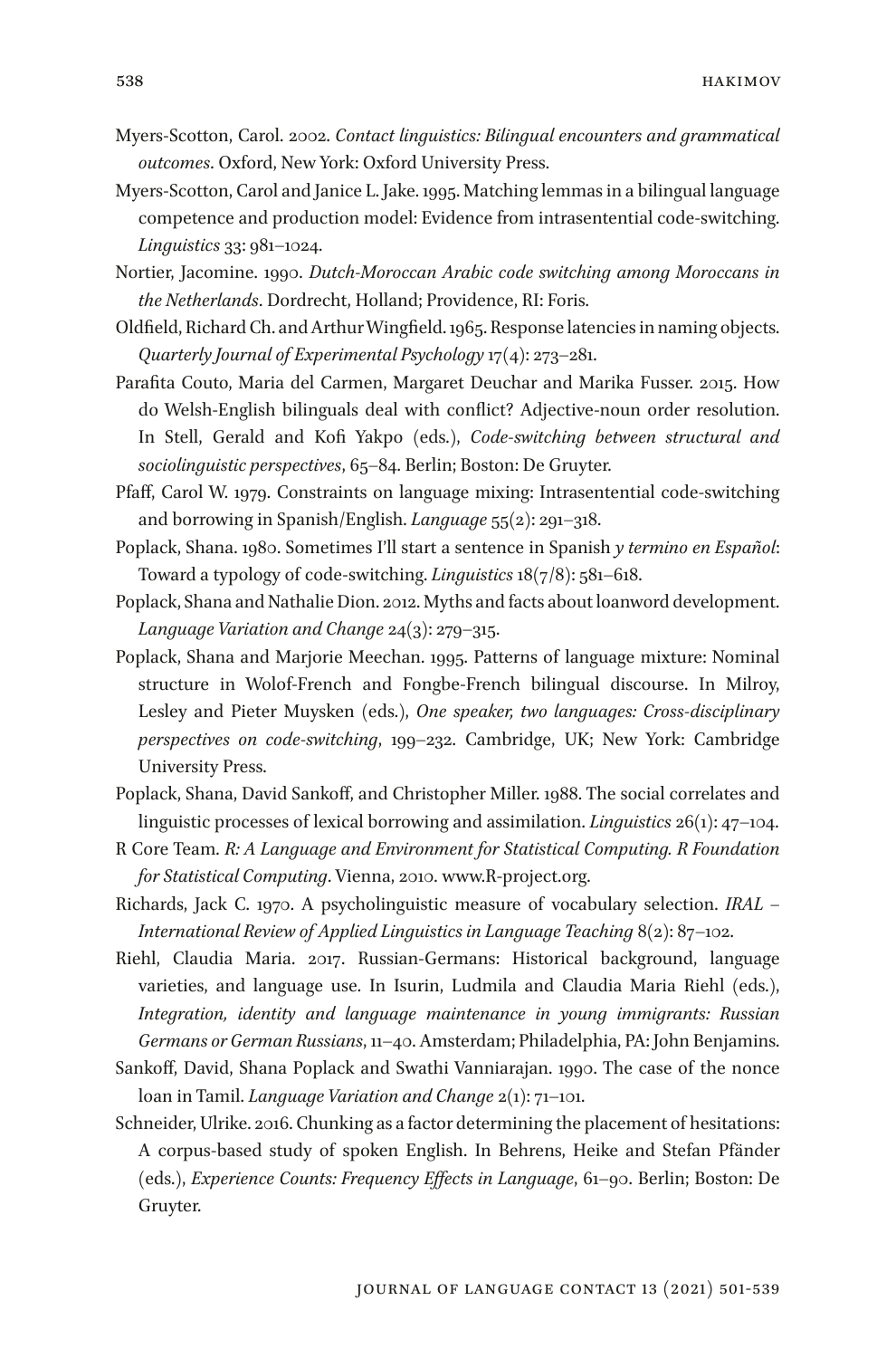Myers-Scotton, Carol. 2002. *Contact linguistics: Bilingual encounters and grammatical outcomes*. Oxford, New York: Oxford University Press.

Myers-Scotton, Carol and Janice L. Jake. 1995. Matching lemmas in a bilingual language competence and production model: Evidence from intrasentential code-switching. *Linguistics* 33: 981–1024.

Nortier, Jacomine. 1990. *Dutch-Moroccan Arabic code switching among Moroccans in the Netherlands*. Dordrecht, Holland; Providence, RI: Foris.

Oldfield, Richard Ch. and Arthur Wingfield. 1965. Response latencies in naming objects. *Quarterly Journal of Experimental Psychology* 17(4): 273–281.

Parafita Couto, Maria del Carmen, Margaret Deuchar and Marika Fusser. 2015. How do Welsh-English bilinguals deal with conflict? Adjective-noun order resolution. In Stell, Gerald and Kofi Yakpo (eds.), *Code-switching between structural and sociolinguistic perspectives*, 65–84. Berlin; Boston: De Gruyter.

Pfaff, Carol W. 1979. Constraints on language mixing: Intrasentential code-switching and borrowing in Spanish/English. *Language* 55(2): 291–318.

Poplack, Shana. 1980. Sometimes I'll start a sentence in Spanish *y termino en Español*: Toward a typology of code-switching. *Linguistics* 18(7/8): 581–618.

Poplack, Shana and Nathalie Dion. 2012. Myths and facts about loanword development. *Language Variation and Change* 24(3): 279–315.

Poplack, Shana and Marjorie Meechan. 1995. Patterns of language mixture: Nominal structure in Wolof-French and Fongbe-French bilingual discourse. In Milroy, Lesley and Pieter Muysken (eds.), *One speaker, two languages: Cross-disciplinary perspectives on code-switching*, 199–232. Cambridge, UK; New York: Cambridge University Press.

Poplack, Shana, David Sankoff, and Christopher Miller. 1988. The social correlates and linguistic processes of lexical borrowing and assimilation. *Linguistics* 26(1): 47–104.

R Core Team. *R: A Language and Environment for Statistical Computing. R Foundation for Statistical Computing*. Vienna, 2010. www.R-project.org.

Richards, Jack C. 1970. A psycholinguistic measure of vocabulary selection. *IRAL – International Review of Applied Linguistics in Language Teaching* 8(2): 87–102.

Riehl, Claudia Maria. 2017. Russian-Germans: Historical background, language varieties, and language use. In Isurin, Ludmila and Claudia Maria Riehl (eds.), *Integration, identity and language maintenance in young immigrants: Russian Germans or German Russians*, 11–40. Amsterdam; Philadelphia, PA: John Benjamins.

Sankoff, David, Shana Poplack and Swathi Vanniarajan. 1990. The case of the nonce loan in Tamil. *Language Variation and Change* 2(1): 71–101.

Schneider, Ulrike. 2016. Chunking as a factor determining the placement of hesitations: A corpus-based study of spoken English. In Behrens, Heike and Stefan Pfänder (eds.), *Experience Counts: Frequency Effects in Language*, 61–90. Berlin; Boston: De Gruyter.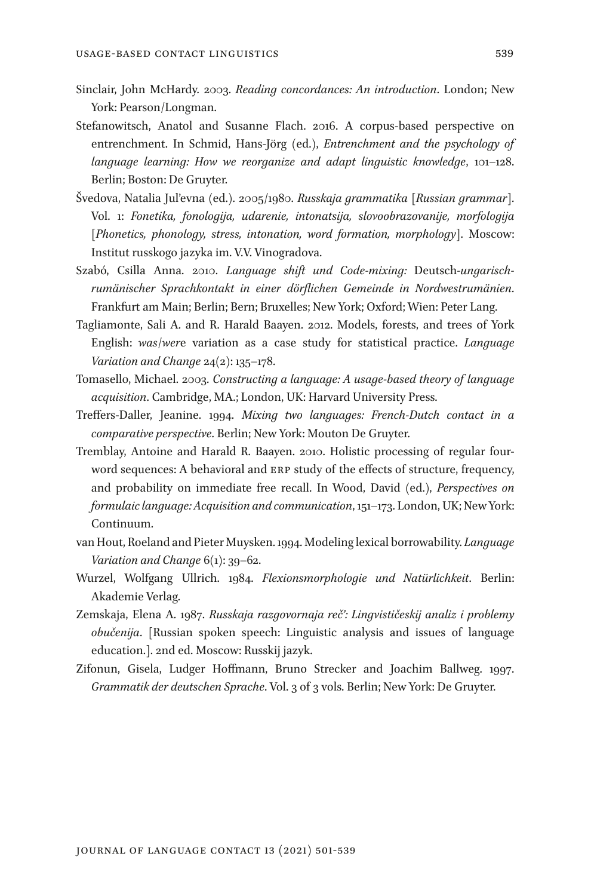Sinclair, John McHardy. 2003. *Reading concordances: An introduction*. London; New York: Pearson/Longman.

Stefanowitsch, Anatol and Susanne Flach. 2016. A corpus-based perspective on entrenchment. In Schmid, Hans-Jörg (ed.), *Entrenchment and the psychology of language learning: How we reorganize and adapt linguistic knowledge*, 101–128. Berlin; Boston: De Gruyter.

Švedova, Natalia Jul'evna (ed.). 2005/1980. *Russkaja grammatika* [*Russian grammar*]. Vol. 1: *Fonetika, fonologija, udarenie, intonatsija, slovoobrazovanije, morfologija* [*Phonetics, phonology, stress, intonation, word formation, morphology*]. Moscow: Institut russkogo jazyka im. V.V. Vinogradova.

Szabó, Csilla Anna. 2010. *Language shift und Code-mixing:* Deutsch-*ungarisch-rumänischer Sprachkontakt in einer dörflichen Gemeinde in Nordwestrumänien*. Frankfurt am Main; Berlin; Bern; Bruxelles; New York; Oxford; Wien: Peter Lang.

Tagliamonte, Sali A. and R. Harald Baayen. 2012. Models, forests, and trees of York English: *was*/*wer*e variation as a case study for statistical practice. *Language Variation and Change* 24(2): 135–178.

Tomasello, Michael. 2003. *Constructing a language: A usage-based theory of language acquisition*. Cambridge, MA.; London, UK: Harvard University Press.

Treffers-Daller, Jeanine. 1994. *Mixing two languages: French-Dutch contact in a comparative perspective*. Berlin; New York: Mouton De Gruyter.

Tremblay, Antoine and Harald R. Baayen. 2010. Holistic processing of regular four-word sequences: A behavioral and ERP study of the effects of structure, frequency, and probability on immediate free recall. In Wood, David (ed.), *Perspectives on formulaic language: Acquisition and communication*, 151–173. London, UK; New York: Continuum.

van Hout, Roeland and Pieter Muysken. 1994. Modeling lexical borrowability. *Language Variation and Change* 6(1): 39–62.

Wurzel, Wolfgang Ullrich. 1984. *Flexionsmorphologie und Natürlichkeit*. Berlin: Akademie Verlag.

Zemskaja, Elena A. 1987. *Russkaja razgovornaja reč': Lingvističeskij analiz i problemy obučenija*. [Russian spoken speech: Linguistic analysis and issues of language education.]. 2nd ed. Moscow: Russkij jazyk.

Zifonun, Gisela, Ludger Hoffmann, Bruno Strecker and Joachim Ballweg. 1997. *Grammatik der deutschen Sprache*. Vol. 3 of 3 vols. Berlin; New York: De Gruyter.